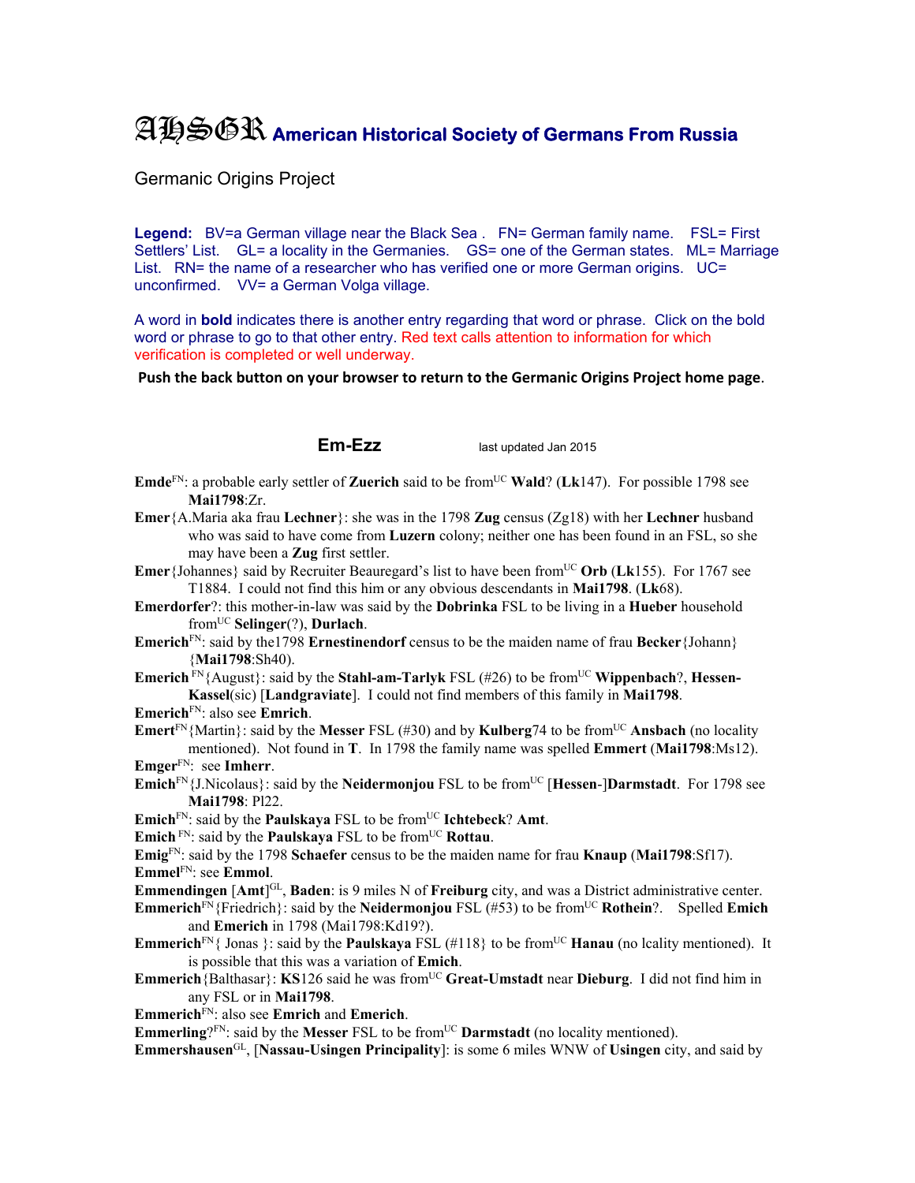# AHSGR American Historical Society of Germans From Russia

Germanic Origins Project

**Legend:** BV=a German village near the Black Sea . FN= German family name. FSL= First Settlers' List. GL= a locality in the Germanies. GS= one of the German states. ML= Marriage List. RN= the name of a researcher who has verified one or more German origins. UC= unconfirmed. VV= a German Volga village.

A word in **bold** indicates there is another entry regarding that word or phrase. Click on the bold word or phrase to go to that other entry. Red text calls attention to information for which verification is completed or well underway.

**Push the back button on your browser to return to the Germanic Origins Project home page.**

## Em-Ezz

last updated Jan 2015

**Emde**[FN]: a probable early settler of **Zuerich** said to be from[UC] **Wald**? (**Lk**147). For possible 1798 see **Mai1798**:Zr.

**Emer**{A.Maria aka frau **Lechner**}: she was in the 1798 **Zug** census (Zg18) with her **Lechner** husband who was said to have come from **Luzern** colony; neither one has been found in an FSL, so she may have been a **Zug** first settler.

**Emer**{Johannes} said by Recruiter Beauregard's list to have been from[UC] **Orb** (**Lk**155). For 1767 see T1884. I could not find this him or any obvious descendants in **Mai1798**. (**Lk**68).

**Emerdorfer**?: this mother-in-law was said by the **Dobrinka** FSL to be living in a **Hueber** household from[UC] **Selinger**(?), **Durlach**.

**Emerich**[FN]: said by the1798 **Ernestinendorf** census to be the maiden name of frau **Becker**{Johann} {**Mai1798**:Sh40).

**Emerich** [FN]{August}: said by the **Stahl-am-Tarlyk** FSL (#26) to be from[UC] **Wippenbach**?, **Hessen-Kassel**(sic) [**Landgraviate**]. I could not find members of this family in **Mai1798**.

**Emerich**[FN]: also see **Emrich**.

**Emert**[FN]{Martin}: said by the **Messer** FSL (#30) and by **Kulberg**74 to be from[UC] **Ansbach** (no locality mentioned). Not found in **T**. In 1798 the family name was spelled **Emmert** (**Mai1798**:Ms12).

**Emger**[FN]: see **Imherr**.

**Emich**[FN]{J.Nicolaus}: said by the **Neidermonjou** FSL to be from[UC] [**Hessen-**]**Darmstadt**. For 1798 see **Mai1798**: Pl22.

**Emich**[FN]: said by the **Paulskaya** FSL to be from[UC] **Ichtebeck**? **Amt**.

**Emich** [FN]: said by the **Paulskaya** FSL to be from[UC] **Rottau**.

**Emig**[FN]: said by the 1798 **Schaefer** census to be the maiden name for frau **Knaup** (**Mai1798**:Sf17).

**Emmel**[FN]: see **Emmol**.

**Emmendingen** [**Amt**][GL], **Baden**: is 9 miles N of **Freiburg** city, and was a District administrative center.

**Emmerich**[FN]{Friedrich}: said by the **Neidermonjou** FSL (#53) to be from[UC] **Rothein**?. Spelled **Emich** and **Emerich** in 1798 (Mai1798:Kd19?).

**Emmerich**[FN]{ Jonas }: said by the **Paulskaya** FSL (#118} to be from[UC] **Hanau** (no lcality mentioned). It is possible that this was a variation of **Emich**.

**Emmerich**{Balthasar}: **KS**126 said he was from[UC] **Great-Umstadt** near **Dieburg**. I did not find him in any FSL or in **Mai1798**.

**Emmerich**[FN]: also see **Emrich** and **Emerich**.

**Emmerling**?[FN]: said by the **Messer** FSL to be from[UC] **Darmstadt** (no locality mentioned).

**Emmershausen**[GL], [**Nassau-Usingen Principality**]: is some 6 miles WNW of **Usingen** city, and said by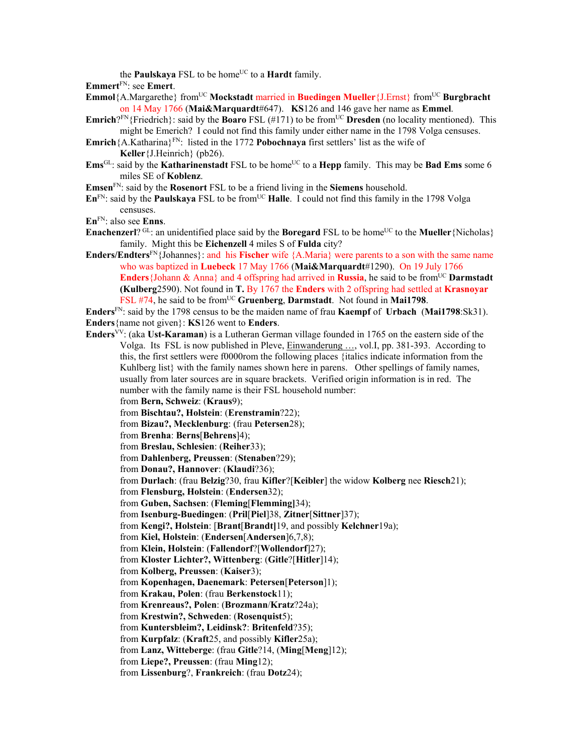the **Paulskaya** FSL to be home[UC] to a **Hardt** family.

**Emmert**[FN]: see **Emert**.

**Emmol**{A.Margarethe} from[UC] **Mockstadt** married in **Buedingen Mueller**{J.Ernst} from[UC] **Burgbracht** on 14 May 1766 (**Mai&Marquardt**#647). **KS**126 and 146 gave her name as **Emmel**.

**Emrich**?[FN]{Friedrich}: said by the **Boaro** FSL (#171) to be from[UC] **Dresden** (no locality mentioned). This might be Emerich? I could not find this family under either name in the 1798 Volga censuses.

**Emrich**{A.Katharina}[FN]: listed in the 1772 **Pobochnaya** first settlers' list as the wife of **Keller**{J.Heinrich} (pb26).

**Ems**[GL]: said by the **Katharinenstadt** FSL to be home[UC] to a **Hepp** family. This may be **Bad Ems** some 6 miles SE of **Koblenz**.

**Emsen**[FN]: said by the **Rosenort** FSL to be a friend living in the **Siemens** household.

**En**[FN]: said by the **Paulskaya** FSL to be from[UC] **Halle**. I could not find this family in the 1798 Volga censuses.

**En**[FN]: also see **Enns**.

**Enachenzerl**? [GL]: an unidentified place said by the **Boregard** FSL to be home[UC] to the **Mueller**{Nicholas} family. Might this be **Eichenzell** 4 miles S of **Fulda** city?

**Enders/Endters**[FN]{Johannes}: and his **Fischer** wife {A.Maria} were parents to a son with the same name who was baptized in **Luebeck** 17 May 1766 (**Mai&Marquardt**#1290). On 19 July 1766 **Enders**{Johann & Anna} and 4 offspring had arrived in **Russia**, he said to be from[UC] **Darmstadt** (**Kulberg**2590). Not found in **T.** By 1767 the **Enders** with 2 offspring had settled at **Krasnoyar** FSL #74, he said to be from[UC] **Gruenberg**, **Darmstadt**. Not found in **Mai1798**.

**Enders**[FN]: said by the 1798 census to be the maiden name of frau **Kaempf** of **Urbach** (**Mai1798**:Sk31).

**Enders**{name not given}: **KS**126 went to **Enders**.

**Enders**[VV]: (aka **Ust-Karaman**) is a Lutheran German village founded in 1765 on the eastern side of the Volga. Its FSL is now published in Pleve, Einwanderung …, vol.I, pp. 381-393. According to this, the first settlers were f0000rom the following places {italics indicate information from the Kuhlberg list} with the family names shown here in parens. Other spellings of family names, usually from later sources are in square brackets. Verified origin information is in red. The number with the family name is their FSL household number:

from **Bern, Schweiz**: (**Kraus**9);
from **Bischtau?, Holstein**: (**Erenstramin**?22);
from **Bizau?, Mecklenburg**: (frau **Petersen**28);
from **Brenha**: **Berns**[**Behrens**]4);
from **Breslau, Schlesien**: (**Reiher**33);
from **Dahlenberg, Preussen**: (**Stenaben**?29);
from **Donau?, Hannover**: (**Klaudi**?36);
from **Durlach**: (frau **Belzig**?30, frau **Kifler**?[**Keibler**] the widow **Kolberg** nee **Riesch**21);
from **Flensburg, Holstein**: (**Endersen**32);
from **Guben, Sachsen**: (**Fleming**[**Flemming**]34);
from **Isenburg-Buedingen**: (**Pril**[**Piel**]38, **Zitner**[**Sittner**]37);
from **Kengi?, Holstein**: [**Brant**[**Brandt**]19, and possibly **Kelchner**19a);
from **Kiel, Holstein**: (**Endersen**[**Andersen**]6,7,8);
from **Klein, Holstein**: (**Fallendorf**?[**Wollendorf**]27);
from **Kloster Lichter?, Wittenberg**: (**Gitle**?[**Hitler**]14);
from **Kolberg, Preussen**: (**Kaiser**3);
from **Kopenhagen, Daenemark**: **Petersen**[**Peterson**]1);
from **Krakau, Polen**: (frau **Berkenstock**11);
from **Krenreaus?, Polen**: (**Brozmann**/**Kratz**?24a);
from **Krestwin?, Schweden**: (**Rosenquist**5);
from **Kuntersbleim?, Leidinsk?**: **Britenfeld**?35);
from **Kurpfalz**: (**Kraft**25, and possibly **Kifler**25a);
from **Lanz, Witteberge**: (frau **Gitle**?14, (**Ming**[**Meng**]12);
from **Liepe?, Preussen**: (frau **Ming**12);
from **Lissenburg**?, **Frankreich**: (frau **Dotz**24);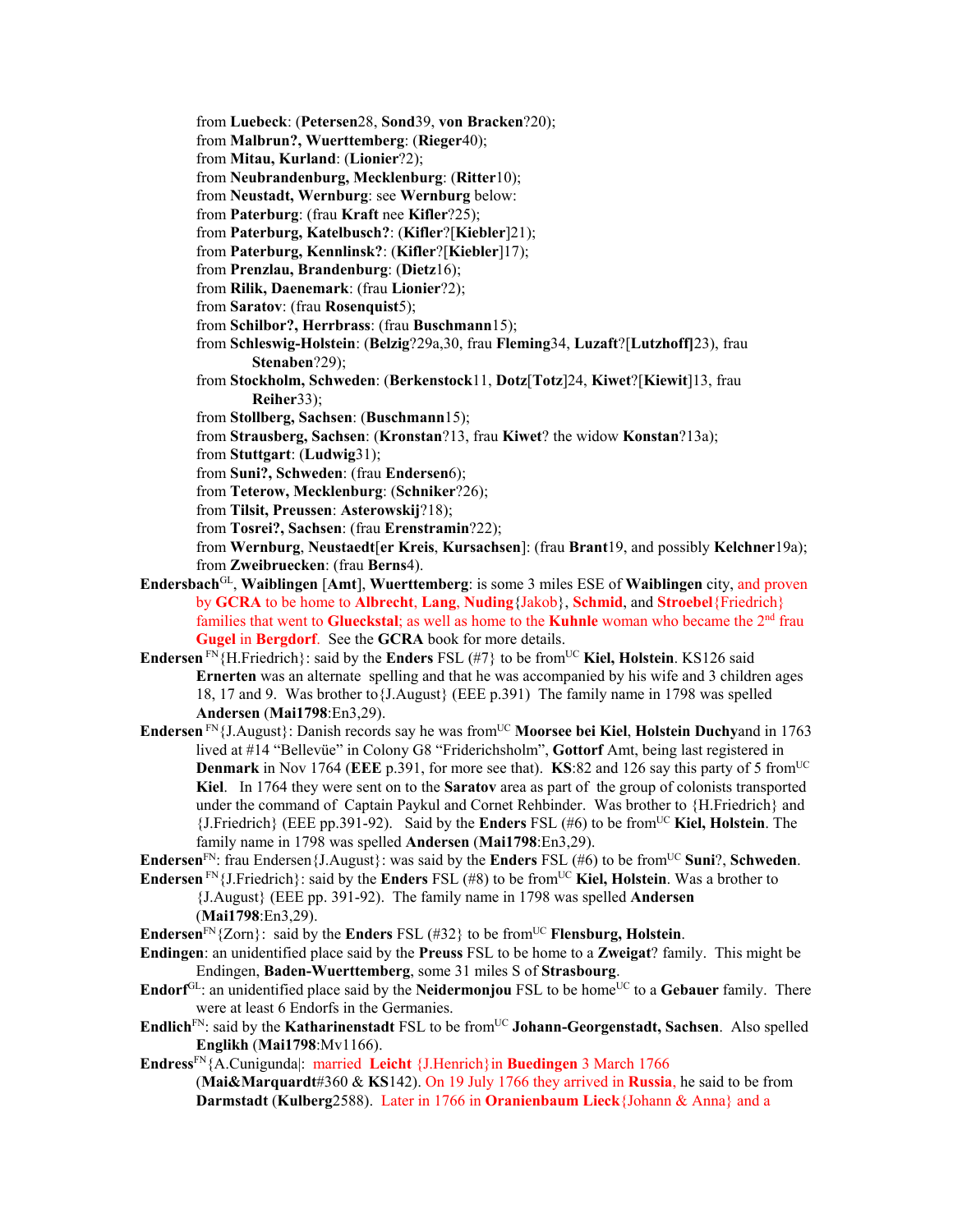from **Luebeck**: (**Petersen**28, **Sond**39, **von Bracken**?20);
from **Malbrun?, Wuerttemberg**: (**Rieger**40);
from **Mitau, Kurland**: (**Lionier**?2);
from **Neubrandenburg, Mecklenburg**: (**Ritter**10);
from **Neustadt, Wernburg**: see **Wernburg** below:
from **Paterburg**: (frau **Kraft** nee **Kifler**?25);
from **Paterburg, Katelbusch?**: (**Kifler**?[**Kiebler**]21);
from **Paterburg, Kennlinsk?**: (**Kifler**?[**Kiebler**]17);
from **Prenzlau, Brandenburg**: (**Dietz**16);
from **Rilik, Daenemark**: (frau **Lionier**?2);
from **Saratov**: (frau **Rosenquist**5);
from **Schilbor?, Herrbrass**: (frau **Buschmann**15);
from **Schleswig-Holstein**: (**Belzig**?29a,30, frau **Fleming**34, **Luzaft**?[**Lutzhoff]**23), frau **Stenaben**?29);
from **Stockholm, Schweden**: (**Berkenstock**11, **Dotz**[**Totz**]24, **Kiwet**?[**Kiewit**]13, frau **Reiher**33);
from **Stollberg, Sachsen**: (**Buschmann**15);
from **Strausberg, Sachsen**: (**Kronstan**?13, frau **Kiwet**? the widow **Konstan**?13a);
from **Stuttgart**: (**Ludwig**31);
from **Suni?, Schweden**: (frau **Endersen**6);
from **Teterow, Mecklenburg**: (**Schniker**?26);
from **Tilsit, Preussen**: **Asterowskij**?18);
from **Tosrei?, Sachsen**: (frau **Erenstramin**?22);
from **Wernburg**, **Neustaedt**[**er Kreis**, **Kursachsen**]: (frau **Brant**19, and possibly **Kelchner**19a);
from **Zweibruecken**: (frau **Berns**4).

**Endersbach**[GL], **Waiblingen** [**Amt**], **Wuerttemberg**: is some 3 miles ESE of **Waiblingen** city, and proven by **GCRA** to be home to **Albrecht**, **Lang**, **Nuding**{Jakob}, **Schmid**, and **Stroebel**{Friedrich} families that went to **Glueckstal**; as well as home to the **Kuhnle** woman who became the 2nd frau **Gugel** in **Bergdorf**. See the **GCRA** book for more details.

**Endersen** [FN]{H.Friedrich}: said by the **Enders** FSL (#7} to be from[UC] **Kiel, Holstein**. KS126 said **Ernerten** was an alternate spelling and that he was accompanied by his wife and 3 children ages 18, 17 and 9. Was brother to{J.August} (EEE p.391) The family name in 1798 was spelled **Andersen** (**Mai1798**:En3,29).

**Endersen** [FN]{J.August}: Danish records say he was from[UC] **Moorsee bei Kiel**, **Holstein Duchy**and in 1763 lived at #14 "Bellevüe" in Colony G8 "Friderichsholm", **Gottorf** Amt, being last registered in **Denmark** in Nov 1764 (**EEE** p.391, for more see that). **KS**:82 and 126 say this party of 5 from[UC] **Kiel**. In 1764 they were sent on to the **Saratov** area as part of the group of colonists transported under the command of Captain Paykul and Cornet Rehbinder. Was brother to {H.Friedrich} and {J.Friedrich} (EEE pp.391-92). Said by the **Enders** FSL (#6) to be from[UC] **Kiel, Holstein**. The family name in 1798 was spelled **Andersen** (**Mai1798**:En3,29).

**Endersen**[FN]: frau Endersen{J.August}: was said by the **Enders** FSL (#6) to be from[UC] **Suni**?, **Schweden**.

**Endersen** [FN]{J.Friedrich}: said by the **Enders** FSL (#8) to be from[UC] **Kiel, Holstein**. Was a brother to {J.August} (EEE pp. 391-92). The family name in 1798 was spelled **Andersen** (**Mai1798**:En3,29).

**Endersen**[FN]{Zorn}: said by the **Enders** FSL (#32} to be from[UC] **Flensburg, Holstein**.

**Endingen**: an unidentified place said by the **Preuss** FSL to be home to a **Zweigat**? family. This might be Endingen, **Baden-Wuerttemberg**, some 31 miles S of **Strasbourg**.

**Endorf**[GL]: an unidentified place said by the **Neidermonjou** FSL to be home[UC] to a **Gebauer** family. There were at least 6 Endorfs in the Germanies.

**Endlich**[FN]: said by the **Katharinenstadt** FSL to be from[UC] **Johann-Georgenstadt, Sachsen**. Also spelled **Englikh** (**Mai1798**:Mv1166).

**Endress**[FN]{A.Cunigunda|: married **Leicht** {J.Henrich}in **Buedingen** 3 March 1766 (**Mai&Marquardt**#360 & **KS**142). On 19 July 1766 they arrived in **Russia**, he said to be from **Darmstadt** (**Kulberg**2588). Later in 1766 in **Oranienbaum Lieck**{Johann & Anna} and a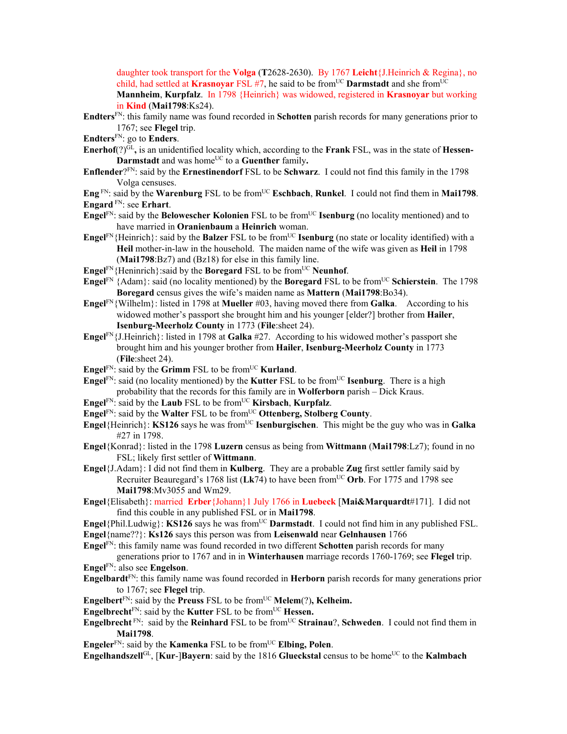daughter took transport for the **Volga** (**T**2628-2630). By 1767 **Leicht**{J.Heinrich & Regina}, no child, had settled at **Krasnoyar** FSL #7, he said to be from[UC] **Darmstadt** and she from[UC] **Mannheim**, **Kurpfalz**. In 1798 {Heinrich} was widowed, registered in **Krasnoyar** but working in **Kind** (**Mai1798**:Ks24).

**Endters**[FN]: this family name was found recorded in **Schotten** parish records for many generations prior to 1767; see **Flegel** trip.

**Endters**[FN]: go to **Enders**.

**Enerhof**(?)[GL]**,** is an unidentified locality which, according to the **Frank** FSL, was in the state of **Hessen-Darmstadt** and was home[UC] to a **Guenther** family**.**

**Enflender**?[FN]: said by the **Ernestinendorf** FSL to be **Schwarz**. I could not find this family in the 1798 Volga censuses.

**Eng** [FN]: said by the **Warenburg** FSL to be from[UC] **Eschbach**, **Runkel**. I could not find them in **Mai1798**.

**Engard** [FN]: see **Erhart**.

**Engel**[FN]: said by the **Belowescher Kolonien** FSL to be from[UC] **Isenburg** (no locality mentioned) and to have married in **Oranienbaum** a **Heinrich** woman.

**Engel**[FN]{Heinrich}: said by the **Balzer** FSL to be from[UC] **Isenburg** (no state or locality identified) with a **Heil** mother-in-law in the household. The maiden name of the wife was given as **Heil** in 1798 (**Mai1798**:Bz7) and (Bz18) for else in this family line.

**Engel**[FN]{Heninrich}:said by the **Boregard** FSL to be from[UC] **Neunhof**.

**Engel**[FN] {Adam}: said (no locality mentioned) by the **Boregard** FSL to be from[UC] **Schierstein**. The 1798 **Boregard** census gives the wife's maiden name as **Mattern** (**Mai1798**:Bo34).

**Engel**[FN]{Wilhelm}: listed in 1798 at **Mueller** #03, having moved there from **Galka**. According to his widowed mother's passport she brought him and his younger [elder?] brother from **Hailer**, **Isenburg-Meerholz County** in 1773 (**File**:sheet 24).

**Engel**[FN]{J.Heinrich}: listed in 1798 at **Galka** #27. According to his widowed mother's passport she brought him and his younger brother from **Hailer**, **Isenburg-Meerholz County** in 1773 (**File**:sheet 24).

**Engel**[FN]: said by the **Grimm** FSL to be from[UC] **Kurland**.

**Engel**[FN]: said (no locality mentioned) by the **Kutter** FSL to be from[UC] **Isenburg**. There is a high probability that the records for this family are in **Wolferborn** parish – Dick Kraus.

**Engel**[FN]: said by the **Laub** FSL to be from[UC] **Kirsbach**, **Kurpfalz**.

**Engel**[FN]: said by the **Walter** FSL to be from[UC] **Ottenberg, Stolberg County**.

**Engel**{Heinrich}: **KS126** says he was from[UC] **Isenburgischen**. This might be the guy who was in **Galka** #27 in 1798.

**Engel**{Konrad}: listed in the 1798 **Luzern** census as being from **Wittmann** (**Mai1798**:Lz7); found in no FSL; likely first settler of **Wittmann**.

**Engel**{J.Adam}: I did not find them in **Kulberg**. They are a probable **Zug** first settler family said by Recruiter Beauregard's 1768 list (**Lk**74) to have been from[UC] **Orb**. For 1775 and 1798 see **Mai1798**:Mv3055 and Wm29.

**Engel**{Elisabeth}: married **Erber**{Johann}1 July 1766 in **Luebeck** [**Mai&Marquardt**#171]. I did not find this couble in any published FSL or in **Mai1798**.

**Engel**{Phil.Ludwig}: **KS126** says he was from[UC] **Darmstadt**. I could not find him in any published FSL.

**Engel**{name??}: **Ks126** says this person was from **Leisenwald** near **Gelnhausen** 1766

**Engel**[FN]: this family name was found recorded in two different **Schotten** parish records for many generations prior to 1767 and in in **Winterhausen** marriage records 1760-1769; see **Flegel** trip.

**Engel**[FN]: also see **Engelson**.

**Engelbardt**[FN]: this family name was found recorded in **Herborn** parish records for many generations prior to 1767; see **Flegel** trip.

**Engelbert**[FN]: said by the **Preuss** FSL to be from[UC] **Melem**(?)**, Kelheim.**

**Engelbrecht**[FN]: said by the **Kutter** FSL to be from[UC] **Hessen.**

**Engelbrecht** [FN]: said by the **Reinhard** FSL to be from[UC] **Strainau**?, **Schweden**. I could not find them in **Mai1798**.

**Engeler**[FN]: said by the **Kamenka** FSL to be from[UC] **Elbing, Polen**.

**Engelhandszell**[GL], [**Kur**-]**Bayern**: said by the 1816 **Glueckstal** census to be home[UC] to the **Kalmbach**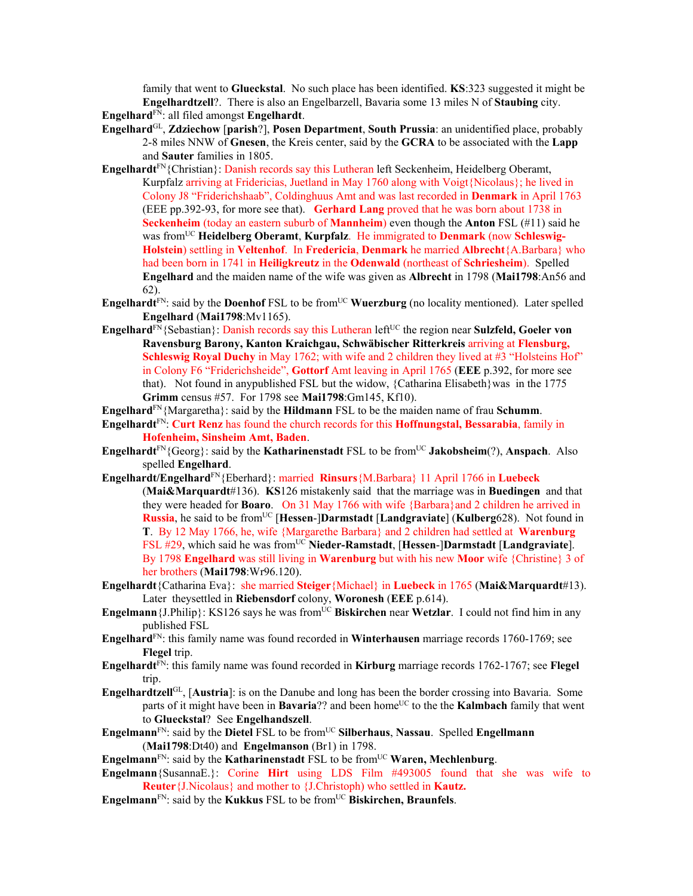family that went to **Glueckstal**. No such place has been identified. **KS**:323 suggested it might be **Engelhardtzell**?. There is also an Engelbarzell, Bavaria some 13 miles N of **Staubing** city.

**Engelhard**FN: all filed amongst **Engelhardt**.

**Engelhard**GL, **Zdziechow** [**parish**?], **Posen Department**, **South Prussia**: an unidentified place, probably 2-8 miles NNW of **Gnesen**, the Kreis center, said by the **GCRA** to be associated with the **Lapp** and **Sauter** families in 1805.

**Engelhardt**FN{Christian}: Danish records say this Lutheran left Seckenheim, Heidelberg Oberamt, Kurpfalz arriving at Fridericias, Juetland in May 1760 along with Voigt{Nicolaus}; he lived in Colony J8 "Friderichshaab", Coldinghuus Amt and was last recorded in **Denmark** in April 1763 (EEE pp.392-93, for more see that). **Gerhard Lang** proved that he was born about 1738 in **Seckenheim** (today an eastern suburb of **Mannheim**) even though the **Anton** FSL (#11) said he was fromUC **Heidelberg Oberamt**, **Kurpfalz**. He immigrated to **Denmark** (now **Schleswig-Holstein**) settling in **Veltenhof**. In **Fredericia**, **Denmark** he married **Albrecht**{A.Barbara} who had been born in 1741 in **Heiligkreutz** in the **Odenwald** (northeast of **Schriesheim**). Spelled **Engelhard** and the maiden name of the wife was given as **Albrecht** in 1798 (**Mai1798**:An56 and 62).

**Engelhardt**FN: said by the **Doenhof** FSL to be fromUC **Wuerzburg** (no locality mentioned). Later spelled **Engelhard** (**Mai1798**:Mv1165).

**Engelhard**FN{Sebastian}: Danish records say this Lutheran leftUC the region near **Sulzfeld, Goeler von Ravensburg Barony, Kanton Kraichgau, Schwäbischer Ritterkreis** arriving at **Flensburg, Schleswig Royal Duchy** in May 1762; with wife and 2 children they lived at #3 "Holsteins Hof" in Colony F6 "Friderichsheide", **Gottorf** Amt leaving in April 1765 (**EEE** p.392, for more see that). Not found in anypublished FSL but the widow, {Catharina Elisabeth}was in the 1775 **Grimm** census #57. For 1798 see **Mai1798**:Gm145, Kf10).

**Engelhard**FN{Margaretha}: said by the **Hildmann** FSL to be the maiden name of frau **Schumm**.

**Engelhardt**FN: **Curt Renz** has found the church records for this **Hoffnungstal, Bessarabia**, family in **Hofenheim, Sinsheim Amt, Baden**.

**Engelhardt**FN{Georg}: said by the **Katharinenstadt** FSL to be fromUC **Jakobsheim**(?), **Anspach**. Also spelled **Engelhard**.

**Engelhardt/Engelhard**FN{Eberhard}: married **Rinsurs**{M.Barbara} 11 April 1766 in **Luebeck** (**Mai&Marquardt**#136). **KS**126 mistakenly said that the marriage was in **Buedingen** and that they were headed for **Boaro**. On 31 May 1766 with wife {Barbara}and 2 children he arrived in **Russia**, he said to be fromUC [**Hessen**-]**Darmstadt** [**Landgraviate**] (**Kulberg**628). Not found in **T**. By 12 May 1766, he, wife {Margarethe Barbara} and 2 children had settled at **Warenburg** FSL #29, which said he was fromUC **Nieder-Ramstadt**, [**Hessen**-]**Darmstadt** [**Landgraviate**]. By 1798 **Engelhard** was still living in **Warenburg** but with his new **Moor** wife {Christine} 3 of her brothers (**Mai1798**:Wr96.120).

**Engelhardt**{Catharina Eva}: she married **Steiger**{Michael} in **Luebeck** in 1765 (**Mai&Marquardt**#13). Later theysettled in **Riebensdorf** colony, **Woronesh** (**EEE** p.614).

**Engelmann**{J.Philip}: KS126 says he was fromUC **Biskirchen** near **Wetzlar**. I could not find him in any published FSL

**Engelhard**FN: this family name was found recorded in **Winterhausen** marriage records 1760-1769; see **Flegel** trip.

**Engelhardt**FN: this family name was found recorded in **Kirburg** marriage records 1762-1767; see **Flegel** trip.

**Engelhardtzell**GL, [**Austria**]: is on the Danube and long has been the border crossing into Bavaria. Some parts of it might have been in **Bavaria**?? and been homeUC to the the **Kalmbach** family that went to **Glueckstal**? See **Engelhandszell**.

**Engelmann**FN: said by the **Dietel** FSL to be fromUC **Silberhaus**, **Nassau**. Spelled **Engellmann** (**Mai1798**:Dt40) and **Engelmanson** (Br1) in 1798.

**Engelmann**FN: said by the **Katharinenstadt** FSL to be fromUC **Waren, Mechlenburg**.

**Engelmann**{SusannaE.}: Corine **Hirt** using LDS Film #493005 found that she was wife to **Reuter**{J.Nicolaus} and mother to {J.Christoph) who settled in **Kautz.**

**Engelmann**FN: said by the **Kukkus** FSL to be fromUC **Biskirchen, Braunfels**.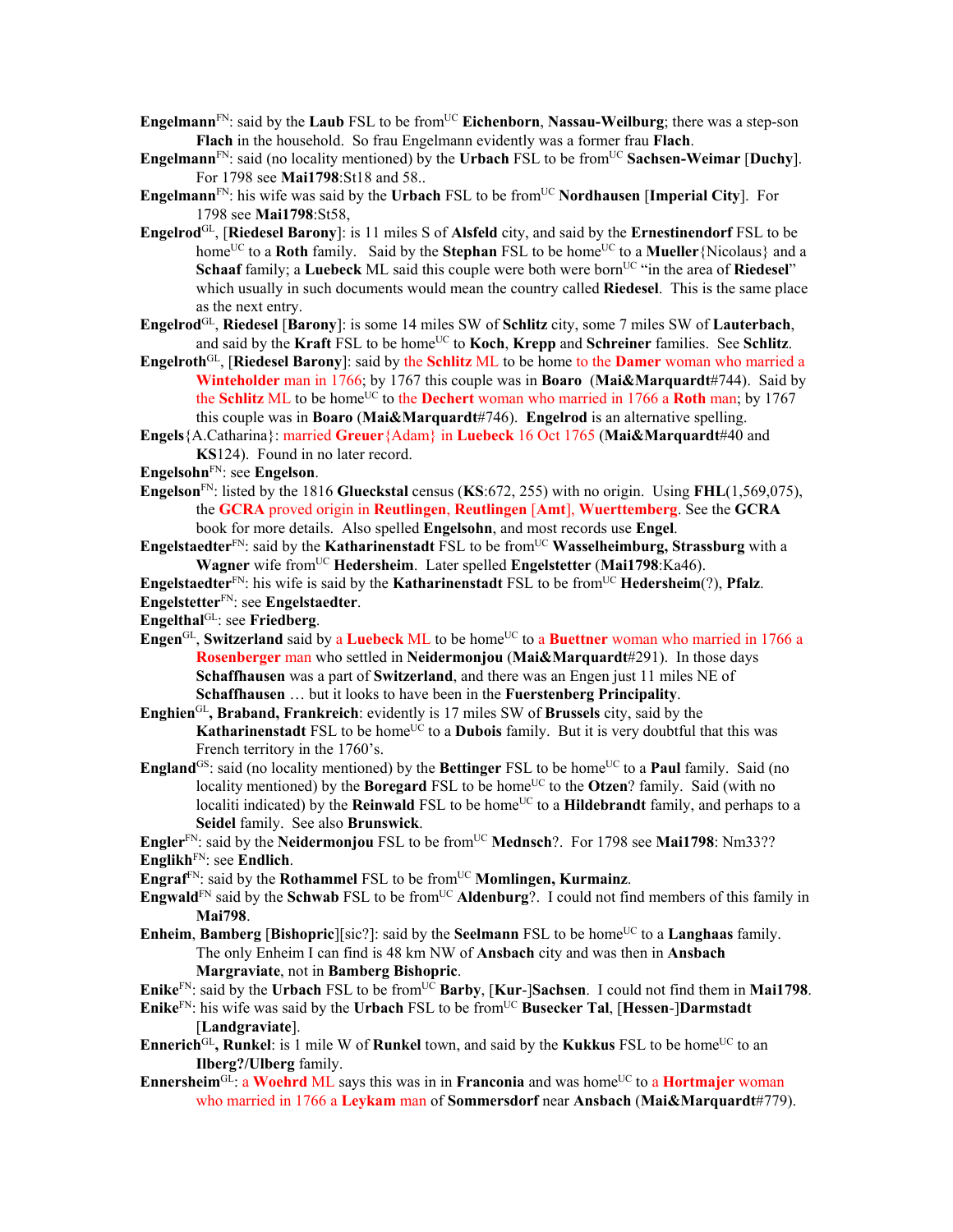**Engelmann**FN: said by the **Laub** FSL to be fromUC **Eichenborn**, **Nassau-Weilburg**; there was a step-son **Flach** in the household. So frau Engelmann evidently was a former frau **Flach**.

**Engelmann**FN: said (no locality mentioned) by the **Urbach** FSL to be fromUC **Sachsen-Weimar** [**Duchy**]. For 1798 see **Mai1798**:St18 and 58..

**Engelmann**FN: his wife was said by the **Urbach** FSL to be fromUC **Nordhausen** [**Imperial City**]. For 1798 see **Mai1798**:St58,

**Engelrod**GL, [**Riedesel Barony**]: is 11 miles S of **Alsfeld** city, and said by the **Ernestinendorf** FSL to be homeUC to a **Roth** family. Said by the **Stephan** FSL to be homeUC to a **Mueller**{Nicolaus} and a **Schaaf** family; a **Luebeck** ML said this couple were both were bornUC "in the area of **Riedesel**" which usually in such documents would mean the country called **Riedesel**. This is the same place as the next entry.

**Engelrod**GL, **Riedesel** [**Barony**]: is some 14 miles SW of **Schlitz** city, some 7 miles SW of **Lauterbach**, and said by the **Kraft** FSL to be homeUC to **Koch**, **Krepp** and **Schreiner** families. See **Schlitz**.

**Engelroth**GL, [**Riedesel Barony**]: said by the **Schlitz** ML to be home to the **Damer** woman who married a **Winteholder** man in 1766; by 1767 this couple was in **Boaro** (**Mai&Marquardt**#744). Said by the **Schlitz** ML to be homeUC to the **Dechert** woman who married in 1766 a **Roth** man; by 1767 this couple was in **Boaro** (**Mai&Marquardt**#746). **Engelrod** is an alternative spelling.

**Engels**{A.Catharina}: married **Greuer**{Adam} in **Luebeck** 16 Oct 1765 (**Mai&Marquardt**#40 and **KS**124). Found in no later record.

**Engelsohn**FN: see **Engelson**.

**Engelson**FN: listed by the 1816 **Glueckstal** census (**KS**:672, 255) with no origin. Using **FHL**(1,569,075), the **GCRA** proved origin in **Reutlingen**, **Reutlingen** [**Amt**], **Wuerttemberg**. See the **GCRA** book for more details. Also spelled **Engelsohn**, and most records use **Engel**.

**Engelstaedter**FN: said by the **Katharinenstadt** FSL to be fromUC **Wasselheimburg, Strassburg** with a **Wagner** wife fromUC **Hedersheim**. Later spelled **Engelstetter** (**Mai1798**:Ka46).

**Engelstaedter**FN: his wife is said by the **Katharinenstadt** FSL to be fromUC **Hedersheim**(?), **Pfalz**.

**Engelstetter**FN: see **Engelstaedter**.

**Engelthal**GL: see **Friedberg**.

**Engen**GL, **Switzerland** said by a **Luebeck** ML to be homeUC to a **Buettner** woman who married in 1766 a **Rosenberger** man who settled in **Neidermonjou** (**Mai&Marquardt**#291). In those days **Schaffhausen** was a part of **Switzerland**, and there was an Engen just 11 miles NE of **Schaffhausen** … but it looks to have been in the **Fuerstenberg Principality**.

**Enghien**GL**, Braband, Frankreich**: evidently is 17 miles SW of **Brussels** city, said by the **Katharinenstadt** FSL to be homeUC to a **Dubois** family. But it is very doubtful that this was French territory in the 1760's.

**England**GS: said (no locality mentioned) by the **Bettinger** FSL to be homeUC to a **Paul** family. Said (no locality mentioned) by the **Boregard** FSL to be homeUC to the **Otzen**? family. Said (with no localiti indicated) by the **Reinwald** FSL to be homeUC to a **Hildebrandt** family, and perhaps to a **Seidel** family. See also **Brunswick**.

**Engler**FN: said by the **Neidermonjou** FSL to be fromUC **Mednsch**?. For 1798 see **Mai1798**: Nm33??

**Englikh**FN: see **Endlich**.

**Engraf**FN: said by the **Rothammel** FSL to be fromUC **Momlingen, Kurmainz**.

**Engwald**FN said by the **Schwab** FSL to be fromUC **Aldenburg**?. I could not find members of this family in **Mai798**.

**Enheim**, **Bamberg** [**Bishopric**][sic?]: said by the **Seelmann** FSL to be homeUC to a **Langhaas** family. The only Enheim I can find is 48 km NW of **Ansbach** city and was then in **Ansbach Margraviate**, not in **Bamberg Bishopric**.

**Enike**FN: said by the **Urbach** FSL to be fromUC **Barby**, [**Kur**-]**Sachsen**. I could not find them in **Mai1798**.

**Enike**FN: his wife was said by the **Urbach** FSL to be fromUC **Busecker Tal**, [**Hessen**-]**Darmstadt** [**Landgraviate**].

**Ennerich**GL**, Runkel**: is 1 mile W of **Runkel** town, and said by the **Kukkus** FSL to be homeUC to an **Ilberg?/Ulberg** family.

**Ennersheim**GL: a **Woehrd** ML says this was in in **Franconia** and was homeUC to a **Hortmajer** woman who married in 1766 a **Leykam** man of **Sommersdorf** near **Ansbach** (**Mai&Marquardt**#779).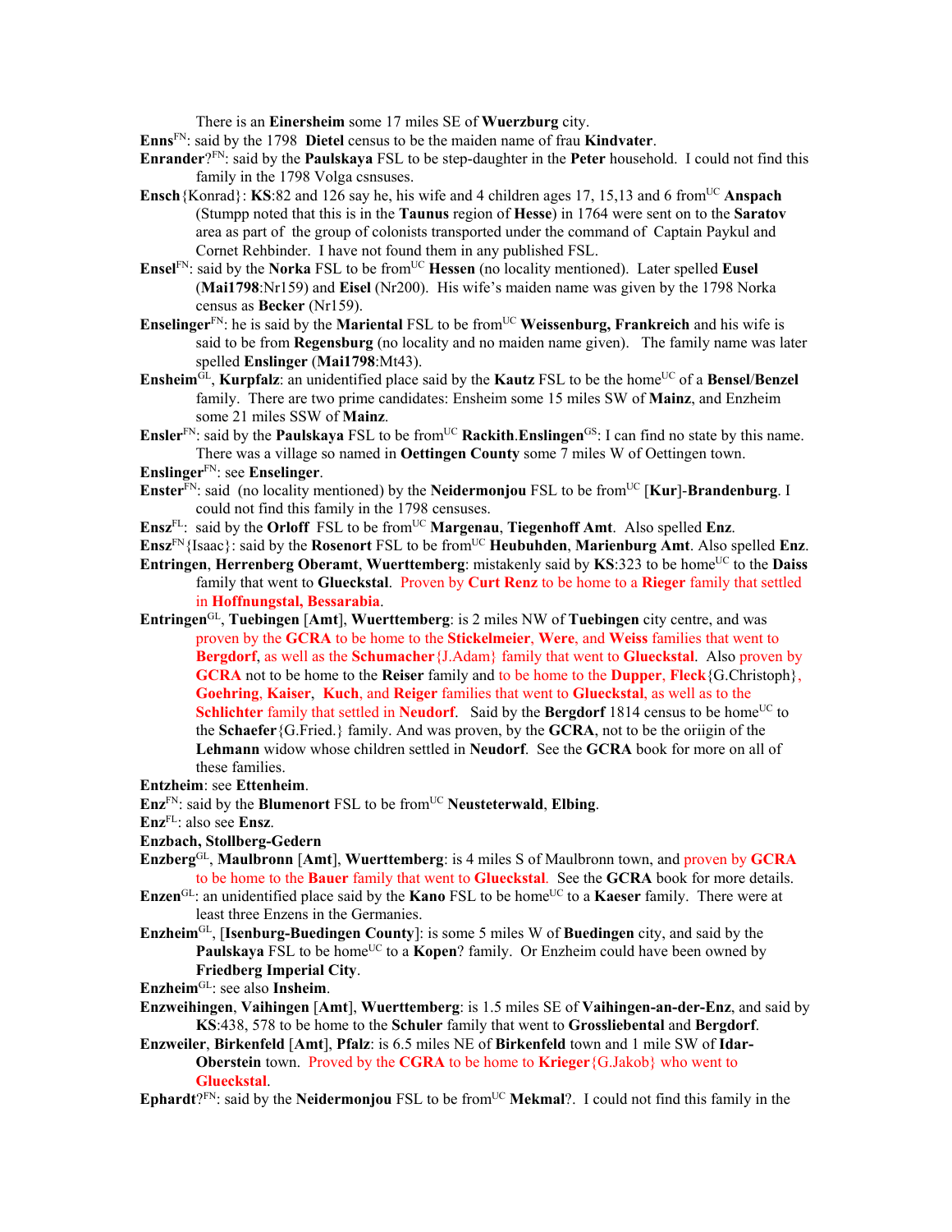There is an **Einersheim** some 17 miles SE of **Wuerzburg** city.

**Enns**[FN]: said by the 1798 **Dietel** census to be the maiden name of frau **Kindvater**.

**Enrander**?[FN]: said by the **Paulskaya** FSL to be step-daughter in the **Peter** household. I could not find this family in the 1798 Volga csnsuses.

**Ensch**{Konrad}: **KS**:82 and 126 say he, his wife and 4 children ages 17, 15,13 and 6 from[UC] **Anspach** (Stumpp noted that this is in the **Taunus** region of **Hesse**) in 1764 were sent on to the **Saratov** area as part of the group of colonists transported under the command of Captain Paykul and Cornet Rehbinder. I have not found them in any published FSL.

**Ensel**[FN]: said by the **Norka** FSL to be from[UC] **Hessen** (no locality mentioned). Later spelled **Eusel** (**Mai1798**:Nr159) and **Eisel** (Nr200). His wife's maiden name was given by the 1798 Norka census as **Becker** (Nr159).

**Enselinger**[FN]: he is said by the **Mariental** FSL to be from[UC] **Weissenburg, Frankreich** and his wife is said to be from **Regensburg** (no locality and no maiden name given). The family name was later spelled **Enslinger** (**Mai1798**:Mt43).

**Ensheim**[GL], **Kurpfalz**: an unidentified place said by the **Kautz** FSL to be the home[UC] of a **Bensel**/**Benzel** family. There are two prime candidates: Ensheim some 15 miles SW of **Mainz**, and Enzheim some 21 miles SSW of **Mainz**.

**Ensler**[FN]: said by the **Paulskaya** FSL to be from[UC] **Rackith**.**Enslingen**[GS]: I can find no state by this name. There was a village so named in **Oettingen County** some 7 miles W of Oettingen town.

**Enslinger**[FN]: see **Enselinger**.

**Enster**[FN]: said (no locality mentioned) by the **Neidermonjou** FSL to be from[UC] [**Kur**]-**Brandenburg**. I could not find this family in the 1798 censuses.

**Ensz**[FL]: said by the **Orloff** FSL to be from[UC] **Margenau**, **Tiegenhoff Amt**. Also spelled **Enz**.

**Ensz**[FN]{Isaac}: said by the **Rosenort** FSL to be from[UC] **Heubuhden**, **Marienburg Amt**. Also spelled **Enz**.

**Entringen**, **Herrenberg Oberamt**, **Wuerttemberg**: mistakenly said by **KS**:323 to be home[UC] to the **Daiss** family that went to **Glueckstal**. Proven by **Curt Renz** to be home to a **Rieger** family that settled in **Hoffnungstal, Bessarabia**.

**Entringen**[GL], **Tuebingen** [**Amt**], **Wuerttemberg**: is 2 miles NW of **Tuebingen** city centre, and was proven by the **GCRA** to be home to the **Stickelmeier**, **Were**, and **Weiss** families that went to **Bergdorf**, as well as the **Schumacher**{J.Adam} family that went to **Glueckstal**. Also proven by **GCRA** not to be home to the **Reiser** family and to be home to the **Dupper**, **Fleck**{G.Christoph}, **Goehring**, **Kaiser**, **Kuch**, and **Reiger** families that went to **Glueckstal**, as well as to the **Schlichter** family that settled in **Neudorf**. Said by the **Bergdorf** 1814 census to be home[UC] to the **Schaefer**{G.Fried.} family. And was proven, by the **GCRA**, not to be the oriigin of the **Lehmann** widow whose children settled in **Neudorf**. See the **GCRA** book for more on all of these families.

**Entzheim**: see **Ettenheim**.

**Enz**[FN]: said by the **Blumenort** FSL to be from[UC] **Neusteterwald**, **Elbing**.

**Enz**[FL]: also see **Ensz**.

**Enzbach, Stollberg-Gedern**

**Enzberg**[GL], **Maulbronn** [**Amt**], **Wuerttemberg**: is 4 miles S of Maulbronn town, and proven by **GCRA** to be home to the **Bauer** family that went to **Glueckstal**. See the **GCRA** book for more details.

**Enzen**[GL]: an unidentified place said by the **Kano** FSL to be home[UC] to a **Kaeser** family. There were at least three Enzens in the Germanies.

**Enzheim**[GL], [**Isenburg-Buedingen County**]: is some 5 miles W of **Buedingen** city, and said by the **Paulskaya** FSL to be home[UC] to a **Kopen**? family. Or Enzheim could have been owned by **Friedberg Imperial City**.

**Enzheim**[GL]: see also **Insheim**.

**Enzweihingen**, **Vaihingen** [**Amt**], **Wuerttemberg**: is 1.5 miles SE of **Vaihingen-an-der-Enz**, and said by **KS**:438, 578 to be home to the **Schuler** family that went to **Grossliebental** and **Bergdorf**.

**Enzweiler**, **Birkenfeld** [**Amt**], **Pfalz**: is 6.5 miles NE of **Birkenfeld** town and 1 mile SW of **Idar-Oberstein** town. Proved by the **CGRA** to be home to **Krieger**{G.Jakob} who went to **Glueckstal**.

**Ephardt**?[FN]: said by the **Neidermonjou** FSL to be from[UC] **Mekmal**?. I could not find this family in the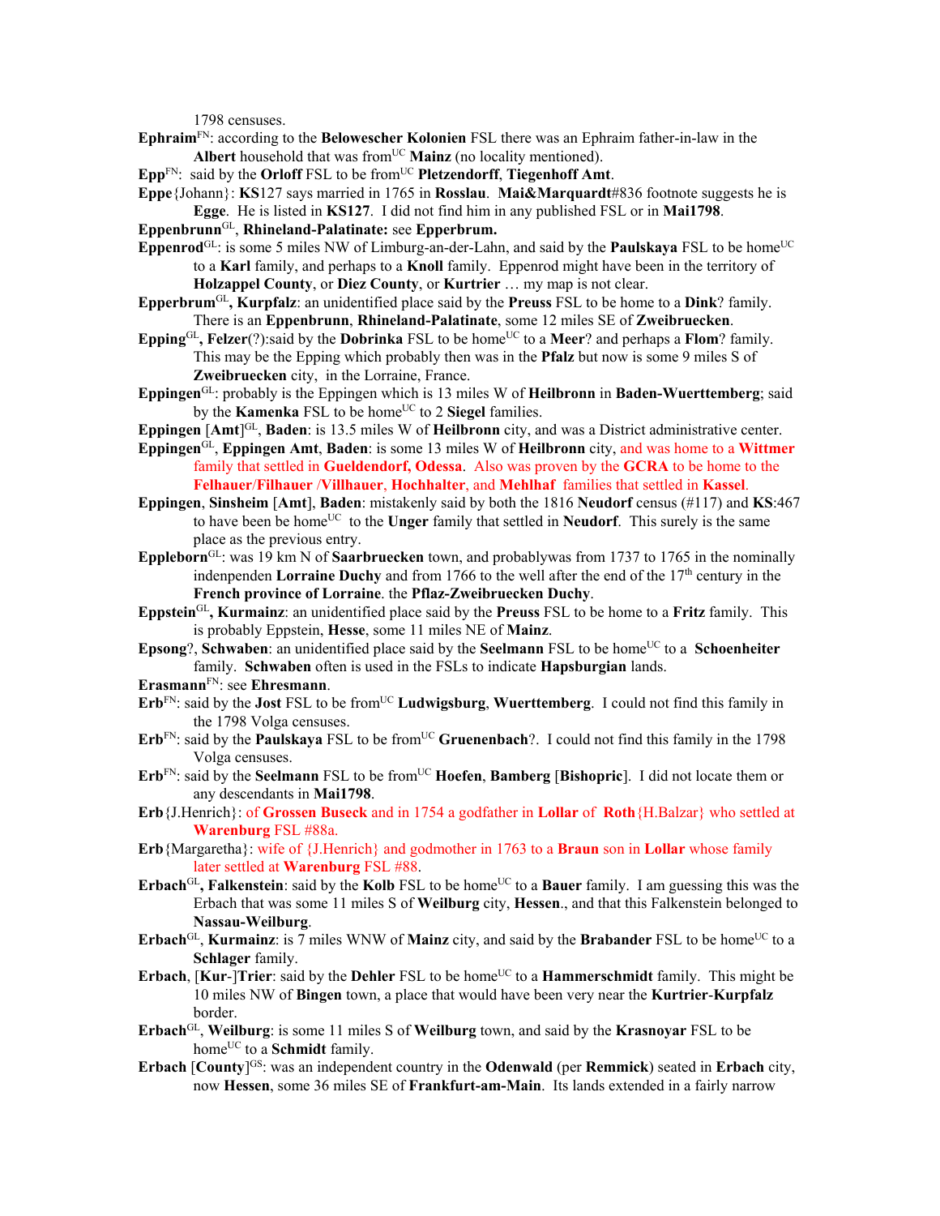1798 censuses.

**Ephraim**[FN]: according to the **Belowescher Kolonien** FSL there was an Ephraim father-in-law in the **Albert** household that was from[UC] **Mainz** (no locality mentioned).

**Epp**[FN]: said by the **Orloff** FSL to be from[UC] **Pletzendorff**, **Tiegenhoff Amt**.

**Eppe**{Johann}: **KS**127 says married in 1765 in **Rosslau**. **Mai&Marquardt**#836 footnote suggests he is **Egge**. He is listed in **KS127**. I did not find him in any published FSL or in **Mai1798**.

**Eppenbrunn**[GL], **Rhineland-Palatinate:** see **Epperbrum.**

**Eppenrod**[GL]: is some 5 miles NW of Limburg-an-der-Lahn, and said by the **Paulskaya** FSL to be home[UC] to a **Karl** family, and perhaps to a **Knoll** family. Eppenrod might have been in the territory of **Holzappel County**, or **Diez County**, or **Kurtrier** … my map is not clear.

**Epperbrum**[GL]**, Kurpfalz**: an unidentified place said by the **Preuss** FSL to be home to a **Dink**? family. There is an **Eppenbrunn**, **Rhineland-Palatinate**, some 12 miles SE of **Zweibruecken**.

**Epping**[GL]**, Felzer**(?):said by the **Dobrinka** FSL to be home[UC] to a **Meer**? and perhaps a **Flom**? family. This may be the Epping which probably then was in the **Pfalz** but now is some 9 miles S of **Zweibruecken** city, in the Lorraine, France.

**Eppingen**[GL]: probably is the Eppingen which is 13 miles W of **Heilbronn** in **Baden-Wuerttemberg**; said by the **Kamenka** FSL to be home[UC] to 2 **Siegel** families.

**Eppingen** [**Amt**][GL], **Baden**: is 13.5 miles W of **Heilbronn** city, and was a District administrative center.

**Eppingen**[GL], **Eppingen Amt**, **Baden**: is some 13 miles W of **Heilbronn** city, and was home to a **Wittmer** family that settled in **Gueldendorf, Odessa**. Also was proven by the **GCRA** to be home to the **Felhauer**/**Filhauer** /**Villhauer**, **Hochhalter**, and **Mehlhaf** families that settled in **Kassel**.

**Eppingen**, **Sinsheim** [**Amt**], **Baden**: mistakenly said by both the 1816 **Neudorf** census (#117) and **KS**:467 to have been be home[UC] to the **Unger** family that settled in **Neudorf**. This surely is the same place as the previous entry.

**Eppleborn**[GL]: was 19 km N of **Saarbruecken** town, and probablywas from 1737 to 1765 in the nominally indenpenden **Lorraine Duchy** and from 1766 to the well after the end of the 17th century in the **French province of Lorraine**. the **Pflaz-Zweibruecken Duchy**.

**Eppstein**[GL]**, Kurmainz**: an unidentified place said by the **Preuss** FSL to be home to a **Fritz** family. This is probably Eppstein, **Hesse**, some 11 miles NE of **Mainz**.

**Epsong**?, **Schwaben**: an unidentified place said by the **Seelmann** FSL to be home[UC] to a **Schoenheiter** family. **Schwaben** often is used in the FSLs to indicate **Hapsburgian** lands.

**Erasmann**[FN]: see **Ehresmann**.

**Erb**[FN]: said by the **Jost** FSL to be from[UC] **Ludwigsburg**, **Wuerttemberg**. I could not find this family in the 1798 Volga censuses.

**Erb**[FN]: said by the **Paulskaya** FSL to be from[UC] **Gruenenbach**?. I could not find this family in the 1798 Volga censuses.

**Erb**[FN]: said by the **Seelmann** FSL to be from[UC] **Hoefen**, **Bamberg** [**Bishopric**]. I did not locate them or any descendants in **Mai1798**.

**Erb**{J.Henrich}: of **Grossen Buseck** and in 1754 a godfather in **Lollar** of **Roth**{H.Balzar} who settled at **Warenburg** FSL #88a.

**Erb**{Margaretha}: wife of {J.Henrich} and godmother in 1763 to a **Braun** son in **Lollar** whose family later settled at **Warenburg** FSL #88.

**Erbach**[GL]**, Falkenstein**: said by the **Kolb** FSL to be home[UC] to a **Bauer** family. I am guessing this was the Erbach that was some 11 miles S of **Weilburg** city, **Hessen**., and that this Falkenstein belonged to **Nassau-Weilburg**.

**Erbach**[GL], **Kurmainz**: is 7 miles WNW of **Mainz** city, and said by the **Brabander** FSL to be home[UC] to a **Schlager** family.

**Erbach**, [**Kur**-]**Trier**: said by the **Dehler** FSL to be home[UC] to a **Hammerschmidt** family. This might be 10 miles NW of **Bingen** town, a place that would have been very near the **Kurtrier**-**Kurpfalz** border.

**Erbach**[GL], **Weilburg**: is some 11 miles S of **Weilburg** town, and said by the **Krasnoyar** FSL to be home[UC] to a **Schmidt** family.

**Erbach** [**County**][GS]: was an independent country in the **Odenwald** (per **Remmick**) seated in **Erbach** city, now **Hessen**, some 36 miles SE of **Frankfurt-am-Main**. Its lands extended in a fairly narrow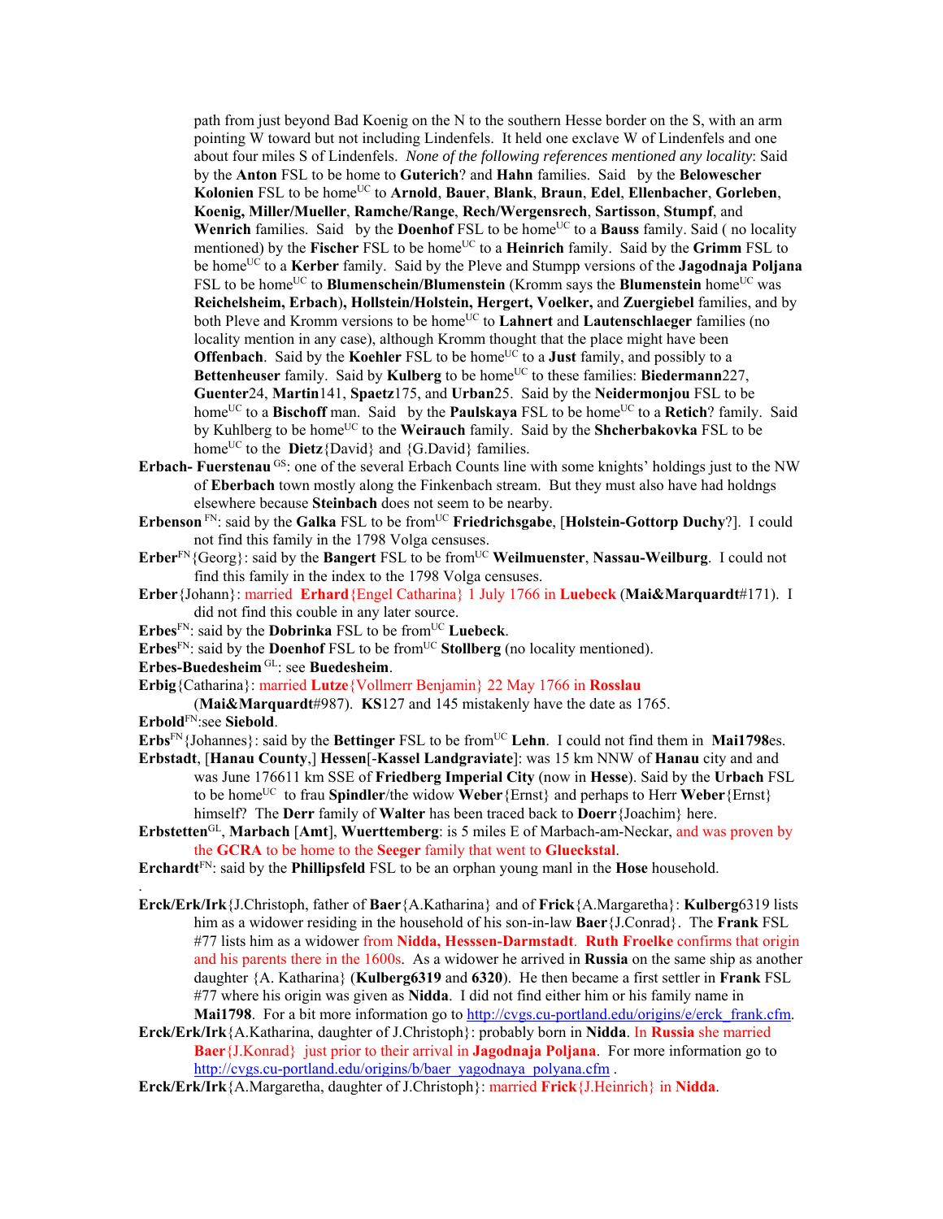path from just beyond Bad Koenig on the N to the southern Hesse border on the S, with an arm pointing W toward but not including Lindenfels. It held one exclave W of Lindenfels and one about four miles S of Lindenfels. *None of the following references mentioned any locality*: Said by the **Anton** FSL to be home to **Guterich**? and **Hahn** families. Said by the **Belowescher Kolonien** FSL to be home[UC] to **Arnold**, **Bauer**, **Blank**, **Braun**, **Edel**, **Ellenbacher**, **Gorleben**, **Koenig, Miller/Mueller**, **Ramche/Range**, **Rech/Wergensrech**, **Sartisson**, **Stumpf**, and **Wenrich** families. Said by the **Doenhof** FSL to be home[UC] to a **Bauss** family. Said ( no locality mentioned) by the **Fischer** FSL to be home[UC] to a **Heinrich** family. Said by the **Grimm** FSL to be home[UC] to a **Kerber** family. Said by the Pleve and Stumpp versions of the **Jagodnaja Poljana** FSL to be home[UC] to **Blumenschein/Blumenstein** (Kromm says the **Blumenstein** home[UC] was **Reichelsheim, Erbach), Hollstein/Holstein, Hergert, Voelker,** and **Zuergiebel** families, and by both Pleve and Kromm versions to be home[UC] to **Lahnert** and **Lautenschlaeger** families (no locality mention in any case), although Kromm thought that the place might have been **Offenbach**. Said by the **Koehler** FSL to be home[UC] to a **Just** family, and possibly to a **Bettenheuser** family. Said by **Kulberg** to be home[UC] to these families: **Biedermann**227, **Guenter**24, **Martin**141, **Spaetz**175, and **Urban**25. Said by the **Neidermonjou** FSL to be home[UC] to a **Bischoff** man. Said by the **Paulskaya** FSL to be home[UC] to a **Retich**? family. Said by Kuhlberg to be home[UC] to the **Weirauch** family. Said by the **Shcherbakovka** FSL to be home[UC] to the **Dietz**{David} and {G.David} families.

**Erbach- Fuerstenau** [GS]: one of the several Erbach Counts line with some knights' holdings just to the NW of **Eberbach** town mostly along the Finkenbach stream. But they must also have had holdngs elsewhere because **Steinbach** does not seem to be nearby.

**Erbenson** [FN]: said by the **Galka** FSL to be from[UC] **Friedrichsgabe**, [**Holstein-Gottorp Duchy**?]. I could not find this family in the 1798 Volga censuses.

**Erber**[FN]{Georg}: said by the **Bangert** FSL to be from[UC] **Weilmuenster**, **Nassau-Weilburg**. I could not find this family in the index to the 1798 Volga censuses.

**Erber**{Johann}: married **Erhard**{Engel Catharina} 1 July 1766 in **Luebeck** (**Mai&Marquardt**#171). I did not find this couble in any later source.

**Erbes**[FN]: said by the **Dobrinka** FSL to be from[UC] **Luebeck**.

**Erbes**[FN]: said by the **Doenhof** FSL to be from[UC] **Stollberg** (no locality mentioned).

**Erbes-Buedesheim** [GL]: see **Buedesheim**.

**Erbig**{Catharina}: married **Lutze**{Vollmerr Benjamin} 22 May 1766 in **Rosslau** (**Mai&Marquardt**#987). **KS**127 and 145 mistakenly have the date as 1765.

**Erbold**[FN]:see **Siebold**.

**Erbs**[FN]{Johannes}: said by the **Bettinger** FSL to be from[UC] **Lehn**. I could not find them in **Mai1798**es.

**Erbstadt**, [**Hanau County**,] **Hessen**[-**Kassel Landgraviate**]: was 15 km NNW of **Hanau** city and and was June 176611 km SSE of **Friedberg Imperial City** (now in **Hesse**). Said by the **Urbach** FSL to be home[UC] to frau **Spindler**/the widow **Weber**{Ernst} and perhaps to Herr **Weber**{Ernst} himself? The **Derr** family of **Walter** has been traced back to **Doerr**{Joachim} here.

**Erbstetten**[GL], **Marbach** [**Amt**], **Wuerttemberg**: is 5 miles E of Marbach-am-Neckar, and was proven by the **GCRA** to be home to the **Seeger** family that went to **Glueckstal**.

**Erchardt**[FN]: said by the **Phillipsfeld** FSL to be an orphan young manl in the **Hose** household.

.

**Erck/Erk/Irk**{J.Christoph, father of **Baer**{A.Katharina} and of **Frick**{A.Margaretha}: **Kulberg**6319 lists him as a widower residing in the household of his son-in-law **Baer**{J.Conrad}. The **Frank** FSL #77 lists him as a widower from **Nidda, Hesssen-Darmstadt**. **Ruth Froelke** confirms that origin and his parents there in the 1600s. As a widower he arrived in **Russia** on the same ship as another daughter {A. Katharina} (**Kulberg6319** and **6320**). He then became a first settler in **Frank** FSL #77 where his origin was given as **Nidda**. I did not find either him or his family name in **Mai1798**. For a bit more information go to http://cvgs.cu-portland.edu/origins/e/erck_frank.cfm.

**Erck/Erk/Irk**{A.Katharina, daughter of J.Christoph}: probably born in **Nidda**. In **Russia** she married **Baer**{J.Konrad} just prior to their arrival in **Jagodnaja Poljana**. For more information go to http://cvgs.cu-portland.edu/origins/b/baer_yagodnaya_polyana.cfm .

**Erck/Erk/Irk**{A.Margaretha, daughter of J.Christoph}: married **Frick**{J.Heinrich} in **Nidda**.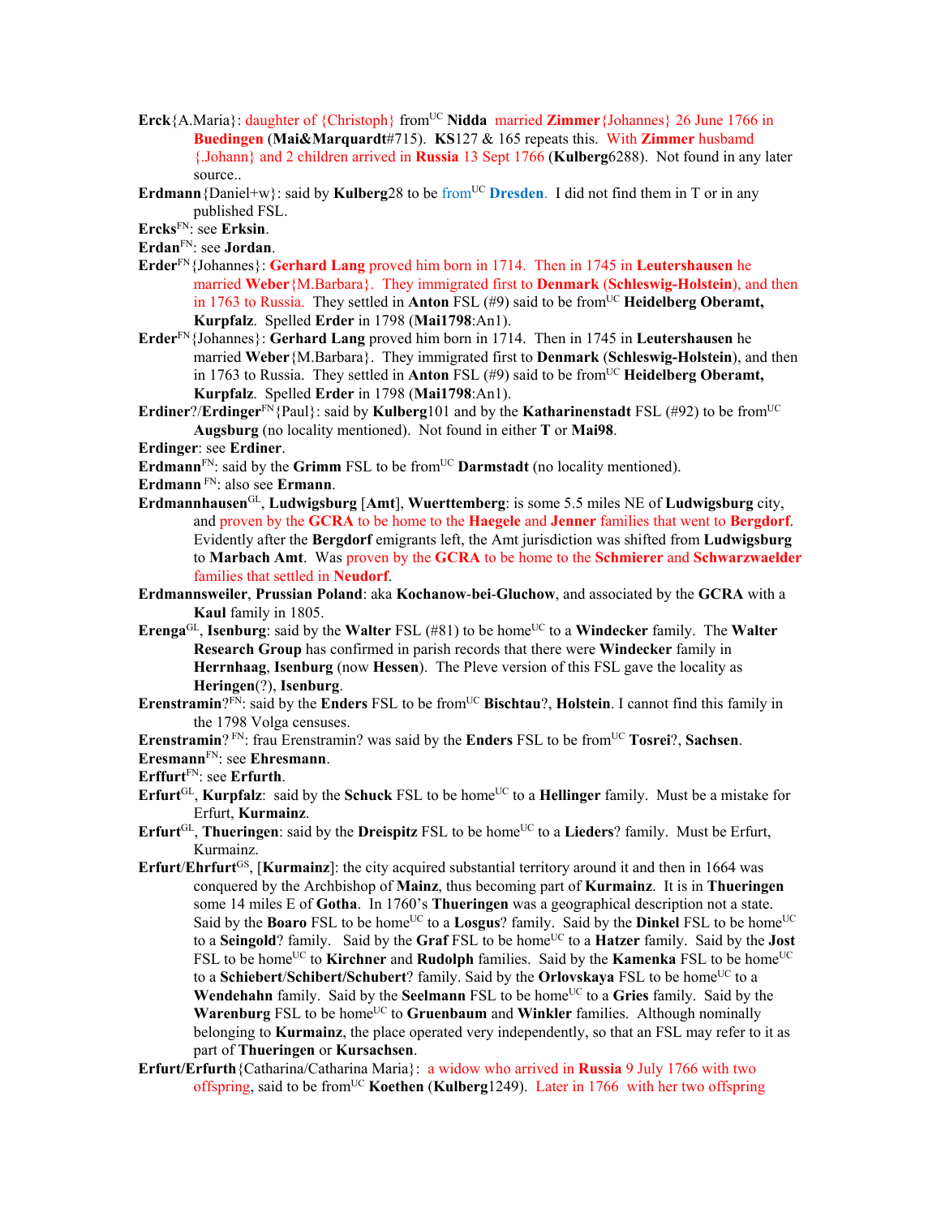**Erck**{A.Maria}: daughter of {Christoph} from[UC] **Nidda** married **Zimmer**{Johannes} 26 June 1766 in **Buedingen** (**Mai&Marquardt**#715). **KS**127 & 165 repeats this. With **Zimmer** husbamd {.Johann} and 2 children arrived in **Russia** 13 Sept 1766 (**Kulberg**6288). Not found in any later source..

**Erdmann**{Daniel+w}: said by **Kulberg**28 to be from[UC] **Dresden**. I did not find them in T or in any published FSL.

**Ercks**[FN]: see **Erksin**.

**Erdan**[FN]: see **Jordan**.

**Erder**[FN]{Johannes}: **Gerhard Lang** proved him born in 1714. Then in 1745 in **Leutershausen** he married **Weber**{M.Barbara}. They immigrated first to **Denmark** (**Schleswig-Holstein**), and then in 1763 to Russia. They settled in **Anton** FSL (#9) said to be from[UC] **Heidelberg Oberamt, Kurpfalz**. Spelled **Erder** in 1798 (**Mai1798**:An1).

**Erder**[FN]{Johannes}: **Gerhard Lang** proved him born in 1714. Then in 1745 in **Leutershausen** he married **Weber**{M.Barbara}. They immigrated first to **Denmark** (**Schleswig-Holstein**), and then in 1763 to Russia. They settled in **Anton** FSL (#9) said to be from[UC] **Heidelberg Oberamt, Kurpfalz**. Spelled **Erder** in 1798 (**Mai1798**:An1).

**Erdiner**?/**Erdinger**[FN]{Paul}: said by **Kulberg**101 and by the **Katharinenstadt** FSL (#92) to be from[UC] **Augsburg** (no locality mentioned). Not found in either **T** or **Mai98**.

**Erdinger**: see **Erdiner**.

**Erdmann**[FN]: said by the **Grimm** FSL to be from[UC] **Darmstadt** (no locality mentioned).

**Erdmann** [FN]: also see **Ermann**.

**Erdmannhausen**[GL], **Ludwigsburg** [**Amt**], **Wuerttemberg**: is some 5.5 miles NE of **Ludwigsburg** city, and proven by the **GCRA** to be home to the **Haegele** and **Jenner** families that went to **Bergdorf**. Evidently after the **Bergdorf** emigrants left, the Amt jurisdiction was shifted from **Ludwigsburg** to **Marbach Amt**. Was proven by the **GCRA** to be home to the **Schmierer** and **Schwarzwaelder** families that settled in **Neudorf**.

**Erdmannsweiler**, **Prussian Poland**: aka **Kochanow-bei-Gluchow**, and associated by the **GCRA** with a **Kaul** family in 1805.

**Erenga**[GL], **Isenburg**: said by the **Walter** FSL (#81) to be home[UC] to a **Windecker** family. The **Walter Research Group** has confirmed in parish records that there were **Windecker** family in **Herrnhaag**, **Isenburg** (now **Hessen**). The Pleve version of this FSL gave the locality as **Heringen**(?), **Isenburg**.

**Erenstramin**?[FN]: said by the **Enders** FSL to be from[UC] **Bischtau**?, **Holstein**. I cannot find this family in the 1798 Volga censuses.

**Erenstramin**? [FN]: frau Erenstramin? was said by the **Enders** FSL to be from[UC] **Tosrei**?, **Sachsen**.

**Eresmann**[FN]: see **Ehresmann**.

**Erffurt**[FN]: see **Erfurth**.

**Erfurt**[GL], **Kurpfalz**: said by the **Schuck** FSL to be home[UC] to a **Hellinger** family. Must be a mistake for Erfurt, **Kurmainz**.

**Erfurt**[GL], **Thueringen**: said by the **Dreispitz** FSL to be home[UC] to a **Lieders**? family. Must be Erfurt, Kurmainz.

**Erfurt**/**Ehrfurt**[GS], [**Kurmainz**]: the city acquired substantial territory around it and then in 1664 was conquered by the Archbishop of **Mainz**, thus becoming part of **Kurmainz**. It is in **Thueringen** some 14 miles E of **Gotha**. In 1760's **Thueringen** was a geographical description not a state. Said by the **Boaro** FSL to be home[UC] to a **Losgus**? family. Said by the **Dinkel** FSL to be home[UC] to a **Seingold**? family. Said by the **Graf** FSL to be home[UC] to a **Hatzer** family. Said by the **Jost** FSL to be home[UC] to **Kirchner** and **Rudolph** families. Said by the **Kamenka** FSL to be home[UC] to a **Schiebert**/**Schibert/Schubert**? family. Said by the **Orlovskaya** FSL to be home[UC] to a **Wendehahn** family. Said by the **Seelmann** FSL to be home[UC] to a **Gries** family. Said by the **Warenburg** FSL to be home[UC] to **Gruenbaum** and **Winkler** families. Although nominally belonging to **Kurmainz**, the place operated very independently, so that an FSL may refer to it as part of **Thueringen** or **Kursachsen**.

**Erfurt/Erfurth**{Catharina/Catharina Maria}: a widow who arrived in **Russia** 9 July 1766 with two offspring, said to be from[UC] **Koethen** (**Kulberg**1249). Later in 1766 with her two offspring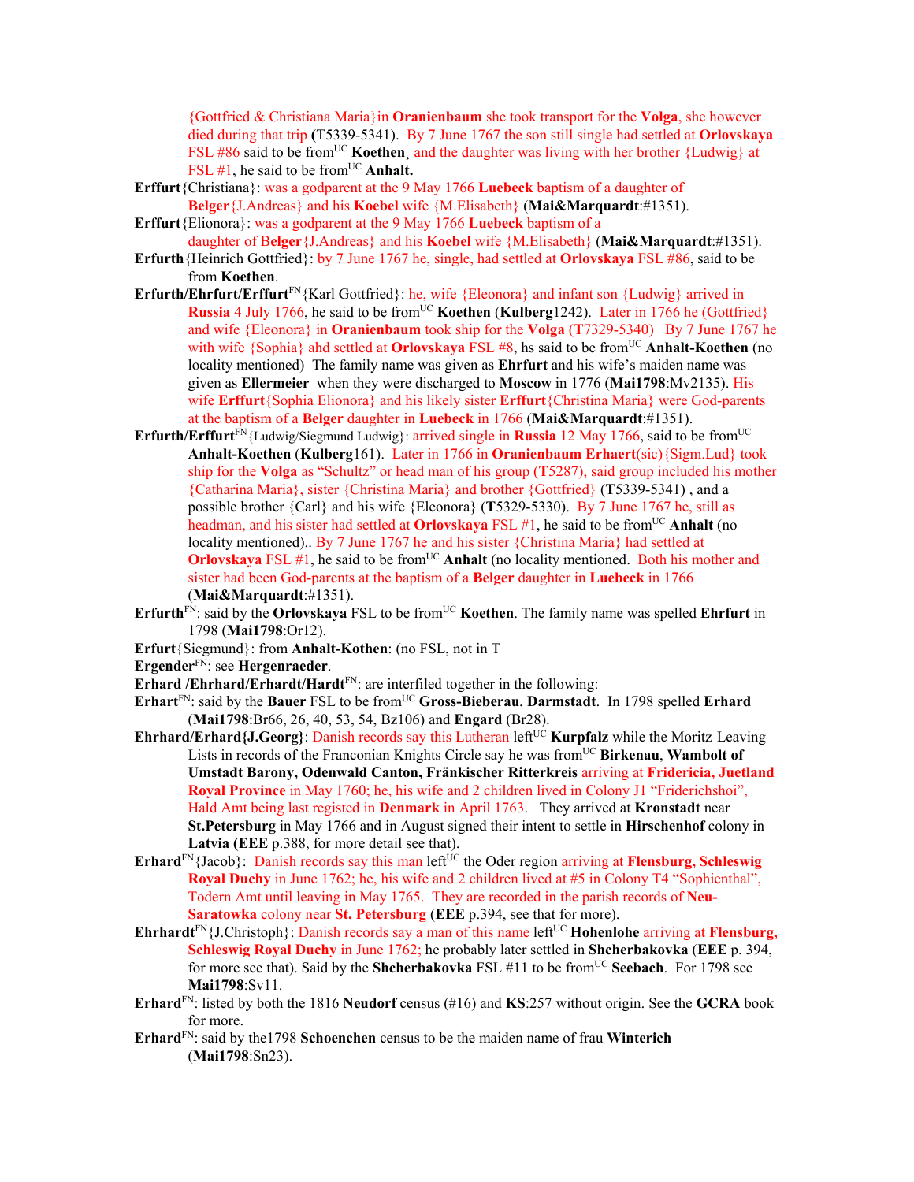{Gottfried & Christiana Maria}in **Oranienbaum** she took transport for the **Volga**, she however died during that trip **(**T5339-5341). By 7 June 1767 the son still single had settled at **Orlovskaya** FSL #86 said to be from[UC] **Koethen¸** and the daughter was living with her brother {Ludwig} at FSL #1, he said to be from[UC] **Anhalt.**

**Erffurt**{Christiana}: was a godparent at the 9 May 1766 **Luebeck** baptism of a daughter of **Belger**{J.Andreas} and his **Koebel** wife {M.Elisabeth} (**Mai&Marquardt**:#1351).

**Erffurt**{Elionora}: was a godparent at the 9 May 1766 **Luebeck** baptism of a daughter of B**elger**{J.Andreas} and his **Koebel** wife {M.Elisabeth} (**Mai&Marquardt**:#1351).

**Erfurth**{Heinrich Gottfried}: by 7 June 1767 he, single, had settled at **Orlovskaya** FSL #86, said to be from **Koethen**.

**Erfurth/Ehrfurt/Erffurt**[FN]{Karl Gottfried}: he, wife {Eleonora} and infant son {Ludwig} arrived in **Russia** 4 July 1766, he said to be from[UC] **Koethen** (**Kulberg**1242). Later in 1766 he (Gottfried} and wife {Eleonora} in **Oranienbaum** took ship for the **Volga** (**T**7329-5340) By 7 June 1767 he with wife {Sophia} ahd settled at **Orlovskaya** FSL #8, hs said to be from[UC] **Anhalt-Koethen** (no locality mentioned) The family name was given as **Ehrfurt** and his wife's maiden name was given as **Ellermeier** when they were discharged to **Moscow** in 1776 (**Mai1798**:Mv2135). His wife **Erffurt**{Sophia Elionora} and his likely sister **Erffurt**{Christina Maria} were God-parents at the baptism of a **Belger** daughter in **Luebeck** in 1766 (**Mai&Marquardt**:#1351).

**Erfurth/Erffurt**[FN]{Ludwig/Siegmund Ludwig}: arrived single in **Russia** 12 May 1766, said to be from[UC] **Anhalt-Koethen** (**Kulberg**161). Later in 1766 in **Oranienbaum Erhaert**(sic){Sigm.Lud} took ship for the **Volga** as "Schultz" or head man of his group (**T**5287), said group included his mother {Catharina Maria}, sister {Christina Maria} and brother {Gottfried} (**T**5339-5341) , and a possible brother {Carl} and his wife {Eleonora} (**T**5329-5330). By 7 June 1767 he, still as headman, and his sister had settled at **Orlovskaya** FSL #1, he said to be from[UC] **Anhalt** (no locality mentioned).. By 7 June 1767 he and his sister {Christina Maria} had settled at **Orlovskaya** FSL #1, he said to be from[UC] **Anhalt** (no locality mentioned. Both his mother and sister had been God-parents at the baptism of a **Belger** daughter in **Luebeck** in 1766 (**Mai&Marquardt**:#1351).

**Erfurth**[FN]: said by the **Orlovskaya** FSL to be from[UC] **Koethen**. The family name was spelled **Ehrfurt** in 1798 (**Mai1798**:Or12).

**Erfurt**{Siegmund}: from **Anhalt-Kothen**: (no FSL, not in T

**Ergender**[FN]: see **Hergenraeder**.

**Erhard /Ehrhard/Erhardt/Hardt**[FN]: are interfiled together in the following:

**Erhart**[FN]: said by the **Bauer** FSL to be from[UC] **Gross-Bieberau**, **Darmstadt**. In 1798 spelled **Erhard** (**Mai1798**:Br66, 26, 40, 53, 54, Bz106) and **Engard** (Br28).

**Ehrhard/Erhard{J.Georg}**: Danish records say this Lutheran left[UC] **Kurpfalz** while the Moritz Leaving Lists in records of the Franconian Knights Circle say he was from[UC] **Birkenau**, **Wambolt of Umstadt Barony, Odenwald Canton, Fränkischer Ritterkreis** arriving at **Fridericia, Juetland Royal Province** in May 1760; he, his wife and 2 children lived in Colony J1 "Friderichshoi", Hald Amt being last registed in **Denmark** in April 1763. They arrived at **Kronstadt** near **St.Petersburg** in May 1766 and in August signed their intent to settle in **Hirschenhof** colony in **Latvia (EEE** p.388, for more detail see that).

**Erhard**[FN]{Jacob}: Danish records say this man left[UC] the Oder region arriving at **Flensburg, Schleswig Royal Duchy** in June 1762; he, his wife and 2 children lived at #5 in Colony T4 "Sophienthal", Todern Amt until leaving in May 1765. They are recorded in the parish records of **Neu-Saratowka** colony near **St. Petersburg** (**EEE** p.394, see that for more).

**Ehrhardt**[FN]{J.Christoph}: Danish records say a man of this name left[UC] **Hohenlohe** arriving at **Flensburg, Schleswig Royal Duchy** in June 1762; he probably later settled in **Shcherbakovka** (**EEE** p. 394, for more see that). Said by the **Shcherbakovka** FSL #11 to be from[UC] **Seebach**. For 1798 see **Mai1798**:Sv11.

**Erhard**[FN]: listed by both the 1816 **Neudorf** census (#16) and **KS**:257 without origin. See the **GCRA** book for more.

**Erhard**[FN]: said by the1798 **Schoenchen** census to be the maiden name of frau **Winterich** (**Mai1798**:Sn23).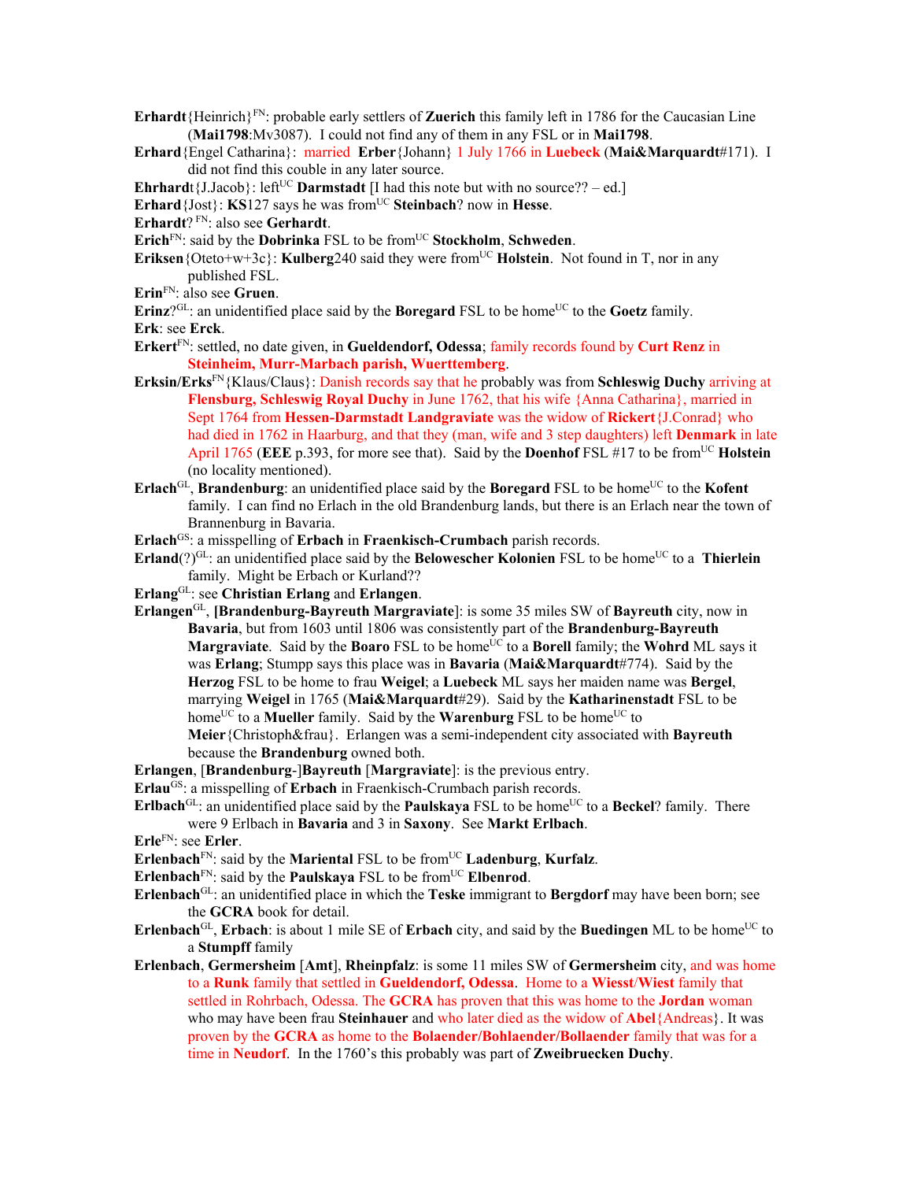**Erhardt**{Heinrich}[FN]: probable early settlers of **Zuerich** this family left in 1786 for the Caucasian Line (**Mai1798**:Mv3087). I could not find any of them in any FSL or in **Mai1798**.

**Erhard**{Engel Catharina}: married **Erber**{Johann} 1 July 1766 in **Luebeck** (**Mai&Marquardt**#171). I did not find this couble in any later source.

**Ehrhard**t{J.Jacob}: left[UC] **Darmstadt** [I had this note but with no source?? – ed.]

**Erhard**{Jost}: **KS**127 says he was from[UC] **Steinbach**? now in **Hesse**.

**Erhardt**? [FN]: also see **Gerhardt**.

**Erich**[FN]: said by the **Dobrinka** FSL to be from[UC] **Stockholm**, **Schweden**.

**Eriksen**{Oteto+w+3c}: **Kulberg**240 said they were from[UC] **Holstein**. Not found in T, nor in any published FSL.

**Erin**[FN]: also see **Gruen**.

**Erinz**?[GL]: an unidentified place said by the **Boregard** FSL to be home[UC] to the **Goetz** family.

**Erk**: see **Erck**.

**Erkert**[FN]: settled, no date given, in **Gueldendorf, Odessa**; family records found by **Curt Renz** in **Steinheim, Murr-Marbach parish, Wuerttemberg**.

**Erksin/Erks**[FN]{Klaus/Claus}: Danish records say that he probably was from **Schleswig Duchy** arriving at **Flensburg, Schleswig Royal Duchy** in June 1762, that his wife {Anna Catharina}, married in Sept 1764 from **Hessen-Darmstadt Landgraviate** was the widow of **Rickert**{J.Conrad} who had died in 1762 in Haarburg, and that they (man, wife and 3 step daughters) left **Denmark** in late April 1765 (**EEE** p.393, for more see that). Said by the **Doenhof** FSL #17 to be from[UC] **Holstein** (no locality mentioned).

**Erlach**[GL], **Brandenburg**: an unidentified place said by the **Boregard** FSL to be home[UC] to the **Kofent** family. I can find no Erlach in the old Brandenburg lands, but there is an Erlach near the town of Brannenburg in Bavaria.

**Erlach**[GS]: a misspelling of **Erbach** in **Fraenkisch-Crumbach** parish records.

**Erland**(?)[GL]: an unidentified place said by the **Belowescher Kolonien** FSL to be home[UC] to a **Thierlein** family. Might be Erbach or Kurland??

**Erlang**[GL]: see **Christian Erlang** and **Erlangen**.

**Erlangen**[GL], **[Brandenburg-Bayreuth Margraviate]**: is some 35 miles SW of **Bayreuth** city, now in **Bavaria**, but from 1603 until 1806 was consistently part of the **Brandenburg-Bayreuth Margraviate**. Said by the **Boaro** FSL to be home[UC] to a **Borell** family; the **Wohrd** ML says it was **Erlang**; Stumpp says this place was in **Bavaria** (**Mai&Marquardt**#774). Said by the **Herzog** FSL to be home to frau **Weigel**; a **Luebeck** ML says her maiden name was **Bergel**, marrying **Weigel** in 1765 (**Mai&Marquardt**#29). Said by the **Katharinenstadt** FSL to be home[UC] to a **Mueller** family. Said by the **Warenburg** FSL to be home[UC] to **Meier**{Christoph&frau}. Erlangen was a semi-independent city associated with **Bayreuth** because the **Brandenburg** owned both.

**Erlangen**, [**Brandenburg**-]**Bayreuth** [**Margraviate**]: is the previous entry.

**Erlau**[GS]: a misspelling of **Erbach** in Fraenkisch-Crumbach parish records.

**Erlbach**[GL]: an unidentified place said by the **Paulskaya** FSL to be home[UC] to a **Beckel**? family. There were 9 Erlbach in **Bavaria** and 3 in **Saxony**. See **Markt Erlbach**.

**Erle**[FN]: see **Erler**.

**Erlenbach**[FN]: said by the **Mariental** FSL to be from[UC] **Ladenburg**, **Kurfalz**.

**Erlenbach**[FN]: said by the **Paulskaya** FSL to be from[UC] **Elbenrod**.

**Erlenbach**[GL]: an unidentified place in which the **Teske** immigrant to **Bergdorf** may have been born; see the **GCRA** book for detail.

**Erlenbach**[GL], **Erbach**: is about 1 mile SE of **Erbach** city, and said by the **Buedingen** ML to be home[UC] to a **Stumpff** family

**Erlenbach**, **Germersheim** [**Amt**], **Rheinpfalz**: is some 11 miles SW of **Germersheim** city, and was home to a **Runk** family that settled in **Gueldendorf, Odessa**. Home to a **Wiesst**/**Wiest** family that settled in Rohrbach, Odessa. The **GCRA** has proven that this was home to the **Jordan** woman who may have been frau **Steinhauer** and who later died as the widow of **Abel**{Andreas}. It was proven by the **GCRA** as home to the **Bolaender/Bohlaender/Bollaender** family that was for a time in **Neudorf**. In the 1760's this probably was part of **Zweibruecken Duchy**.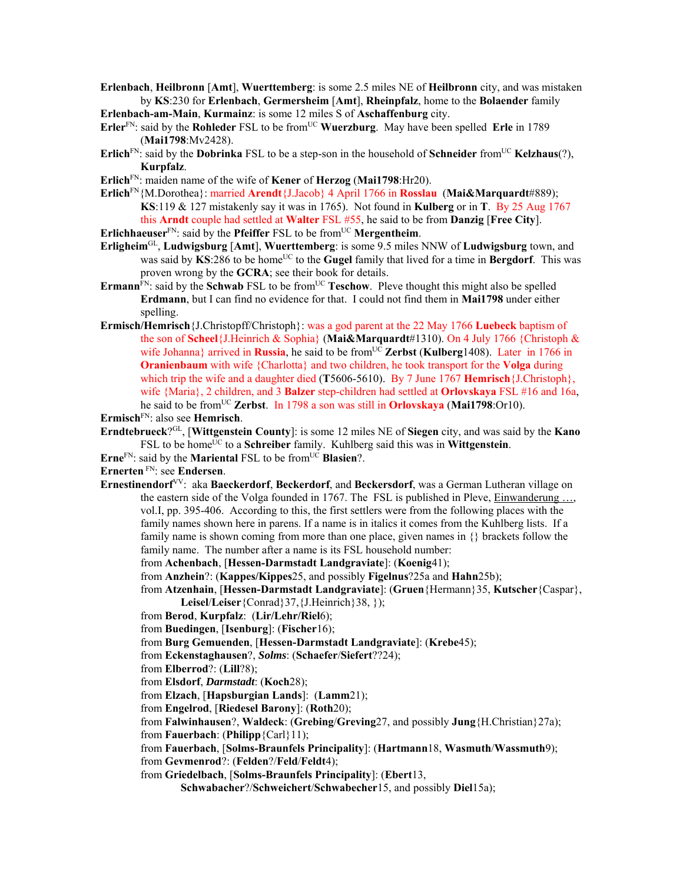**Erlenbach**, **Heilbronn** [**Amt**], **Wuerttemberg**: is some 2.5 miles NE of **Heilbronn** city, and was mistaken by **KS**:230 for **Erlenbach**, **Germersheim** [**Amt**], **Rheinpfalz**, home to the **Bolaender** family

**Erlenbach-am-Main**, **Kurmainz**: is some 12 miles S of **Aschaffenburg** city.

**Erler**[FN]: said by the **Rohleder** FSL to be from[UC] **Wuerzburg**. May have been spelled **Erle** in 1789 (**Mai1798**:Mv2428).

**Erlich**[FN]: said by the **Dobrinka** FSL to be a step-son in the household of **Schneider** from[UC] **Kelzhaus**(?), **Kurpfalz**.

**Erlich**[FN]: maiden name of the wife of **Kener** of **Herzog** (**Mai1798**:Hr20).

**Erlich**[FN]{M.Dorothea}: married **Arendt**{J.Jacob} 4 April 1766 in **Rosslau** (**Mai&Marquardt**#889); **KS**:119 & 127 mistakenly say it was in 1765). Not found in **Kulberg** or in **T**. By 25 Aug 1767 this **Arndt** couple had settled at **Walter** FSL #55, he said to be from **Danzig** [**Free City**].

**Erlichhaeuser**[FN]: said by the **Pfeiffer** FSL to be from[UC] **Mergentheim**.

**Erligheim**[GL], **Ludwigsburg** [**Amt**], **Wuerttemberg**: is some 9.5 miles NNW of **Ludwigsburg** town, and was said by **KS**:286 to be home[UC] to the **Gugel** family that lived for a time in **Bergdorf**. This was proven wrong by the **GCRA**; see their book for details.

**Ermann**[FN]: said by the **Schwab** FSL to be from[UC] **Teschow**. Pleve thought this might also be spelled **Erdmann**, but I can find no evidence for that. I could not find them in **Mai1798** under either spelling.

**Ermisch/Hemrisch**{J.Christopff/Christoph}: was a god parent at the 22 May 1766 **Luebeck** baptism of the son of **Scheel**{J.Heinrich & Sophia} (**Mai&Marquardt**#1310). On 4 July 1766 {Christoph & wife Johanna} arrived in **Russia**, he said to be from[UC] **Zerbst** (**Kulberg**1408). Later in 1766 in **Oranienbaum** with wife {Charlotta} and two children, he took transport for the **Volga** during which trip the wife and a daughter died (**T**5606-5610). By 7 June 1767 **Hemrisch**{J.Christoph}, wife {Maria}, 2 children, and 3 **Balzer** step-children had settled at **Orlovskaya** FSL #16 and 16a, he said to be from[UC] **Zerbst**. In 1798 a son was still in **Orlovskaya** (**Mai1798**:Or10).

**Ermisch**[FN]: also see **Hemrisch**.

**Erndtebrueck**?[GL], [**Wittgenstein County**]: is some 12 miles NE of **Siegen** city, and was said by the **Kano** FSL to be home[UC] to a **Schreiber** family. Kuhlberg said this was in **Wittgenstein**.

**Erne**[FN]: said by the **Mariental** FSL to be from[UC] **Blasien**?.

**Ernerten** [FN]: see **Endersen**.

**Ernestinendorf**[VV]: aka **Baeckerdorf**, **Beckerdorf**, and **Beckersdorf**, was a German Lutheran village on the eastern side of the Volga founded in 1767. The FSL is published in Pleve, Einwanderung …, vol.I, pp. 395-406. According to this, the first settlers were from the following places with the family names shown here in parens. If a name is in italics it comes from the Kuhlberg lists. If a family name is shown coming from more than one place, given names in {} brackets follow the family name. The number after a name is its FSL household number:

from **Achenbach**, [**Hessen-Darmstadt Landgraviate**]: (**Koenig**41);
from **Anzhein**?: (**Kappes/Kippes**25, and possibly **Figelnus**?25a and **Hahn**25b);
from **Atzenhain**, [**Hessen-Darmstadt Landgraviate**]: (**Gruen**{Hermann}35, **Kutscher**{Caspar}, **Leisel**/**Leiser**{Conrad}37,{J.Heinrich}38, });
from **Berod**, **Kurpfalz**: (**Lir/Lehr/Riel**6);
from **Buedingen**, [**Isenburg**]: (**Fischer**16);
from **Burg Gemuenden**, [**Hessen-Darmstadt Landgraviate**]: (**Krebe**45);
from **Eckenstaghausen**?, ***Solms***: (**Schaefer**/**Siefert**??24);
from **Elberrod**?: (**Lill**?8);
from **Elsdorf**, ***Darmstadt***: (**Koch**28);
from **Elzach**, [**Hapsburgian Lands**]: (**Lamm**21);
from **Engelrod**, [**Riedesel Barony**]: (**Roth**20);
from **Falwinhausen**?, **Waldeck**: (**Grebing**/**Greving**27, and possibly **Jung**{H.Christian}27a);
from **Fauerbach**: (**Philipp**{Carl}11);
from **Fauerbach**, [**Solms-Braunfels Principality**]: (**Hartmann**18, **Wasmuth**/**Wassmuth**9);
from **Gevmenrod**?: (**Felden**?/**Feld**/**Feldt**4);
from **Griedelbach**, [**Solms-Braunfels Principality**]: (**Ebert**13, **Schwabacher**?/**Schweichert**/**Schwabecher**15, and possibly **Diel**15a);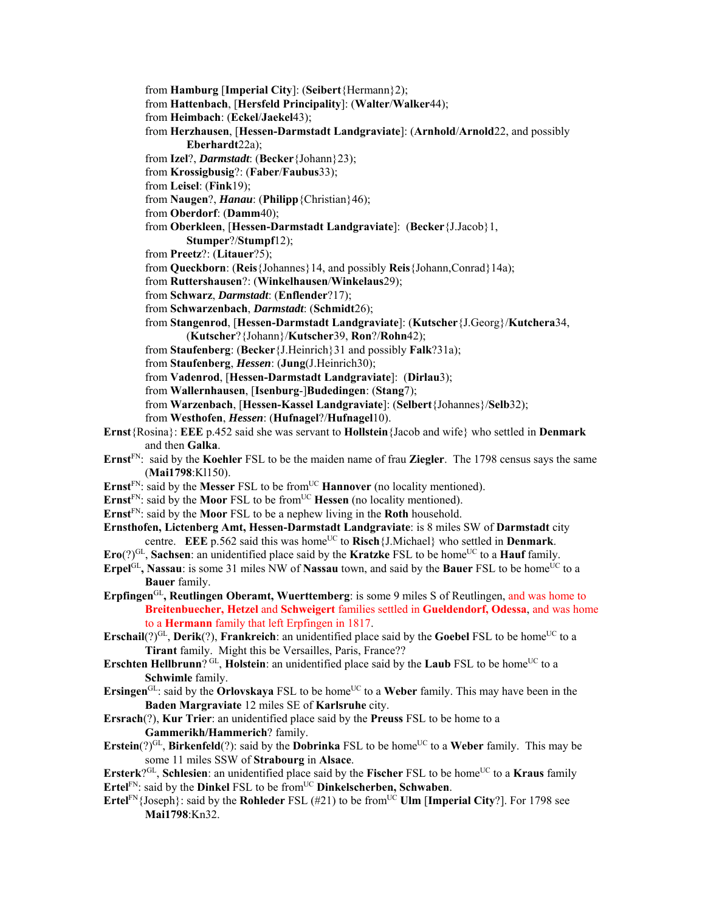from **Hamburg** [**Imperial City**]: (**Seibert**{Hermann}2);
from **Hattenbach**, [**Hersfeld Principality**]: (**Walter**/**Walker**44);
from **Heimbach**: (**Eckel**/**Jaekel**43);
from **Herzhausen**, [**Hessen-Darmstadt Landgraviate**]: (**Arnhold**/**Arnold**22, and possibly **Eberhardt**22a);
from **Izel**?, ***Darmstadt***: (**Becker**{Johann}23);
from **Krossigbusig**?: (**Faber**/**Faubus**33);
from **Leisel**: (**Fink**19);
from **Naugen**?, ***Hanau***: (**Philipp**{Christian}46);
from **Oberdorf**: (**Damm**40);
from **Oberkleen**, [**Hessen-Darmstadt Landgraviate**]: (**Becker**{J.Jacob}1, **Stumper**?/**Stumpf**12);
from **Preetz**?: (**Litauer**?5);
from **Queckborn**: (**Reis**{Johannes}14, and possibly **Reis**{Johann,Conrad}14a);
from **Ruttershausen**?: (**Winkelhausen**/**Winkelaus**29);
from **Schwarz**, ***Darmstadt***: (**Enflender**?17);
from **Schwarzenbach**, ***Darmstadt***: (**Schmidt**26);
from **Stangenrod**, [**Hessen-Darmstadt Landgraviate**]: (**Kutscher**{J.Georg}/**Kutchera**34, (**Kutscher**?{Johann}/**Kutscher**39, **Ron**?/**Rohn**42);
from **Staufenberg**: (**Becker**{J.Heinrich}31 and possibly **Falk**?31a);
from **Staufenberg**, ***Hessen***: (**Jung**(J.Heinrich30);
from **Vadenrod**, [**Hessen-Darmstadt Landgraviate**]: (**Dirlau**3);
from **Wallernhausen**, [**Isenburg**-]**Budedingen**: (**Stang**7);
from **Warzenbach**, [**Hessen-Kassel Landgraviate**]: (**Selbert**{Johannes}/**Selb**32);
from **Westhofen**, ***Hessen***: (**Hufnagel**?/**Hufnagel**10).

**Ernst**{Rosina}: **EEE** p.452 said she was servant to **Hollstein**{Jacob and wife} who settled in **Denmark** and then **Galka**.

**Ernst**[FN]: said by the **Koehler** FSL to be the maiden name of frau **Ziegler**. The 1798 census says the same (**Mai1798**:Kl150).

**Ernst**[FN]: said by the **Messer** FSL to be from[UC] **Hannover** (no locality mentioned).

**Ernst**[FN]: said by the **Moor** FSL to be from[UC] **Hessen** (no locality mentioned).

**Ernst**[FN]: said by the **Moor** FSL to be a nephew living in the **Roth** household.

**Ernsthofen, Lictenberg Amt, Hessen-Darmstadt Landgraviate**: is 8 miles SW of **Darmstadt** city centre. **EEE** p.562 said this was home[UC] to **Risch**{J.Michael} who settled in **Denmark**.

**Ero**(?)[GL], **Sachsen**: an unidentified place said by the **Kratzke** FSL to be home[UC] to a **Hauf** family.

**Erpel**[GL]**, Nassau**: is some 31 miles NW of **Nassau** town, and said by the **Bauer** FSL to be home[UC] to a **Bauer** family.

**Erpfingen**[GL]**, Reutlingen Oberamt, Wuerttemberg**: is some 9 miles S of Reutlingen, and was home to **Breitenbuecher, Hetzel** and **Schweigert** families settled in **Gueldendorf, Odessa**, and was home to a **Hermann** family that left Erpfingen in 1817.

**Erschail**(?)[GL], **Derik**(?), **Frankreich**: an unidentified place said by the **Goebel** FSL to be home[UC] to a **Tirant** family. Might this be Versailles, Paris, France??

**Erschten Hellbrunn**? [GL], **Holstein**: an unidentified place said by the **Laub** FSL to be home[UC] to a **Schwimle** family.

**Ersingen**[GL]: said by the **Orlovskaya** FSL to be home[UC] to a **Weber** family. This may have been in the **Baden Margraviate** 12 miles SE of **Karlsruhe** city.

**Ersrach**(?), **Kur Trier**: an unidentified place said by the **Preuss** FSL to be home to a **Gammerikh/Hammerich**? family.

**Erstein**(?)[GL], **Birkenfeld**(?): said by the **Dobrinka** FSL to be home[UC] to a **Weber** family. This may be some 11 miles SSW of **Strabourg** in **Alsace**.

**Ersterk**?[GL], **Schlesien**: an unidentified place said by the **Fischer** FSL to be home[UC] to a **Kraus** family

**Ertel**[FN]: said by the **Dinkel** FSL to be from[UC] **Dinkelscherben, Schwaben**.

**Ertel**[FN]{Joseph}: said by the **Rohleder** FSL (#21) to be from[UC] **Ulm** [**Imperial City**?]. For 1798 see **Mai1798**:Kn32.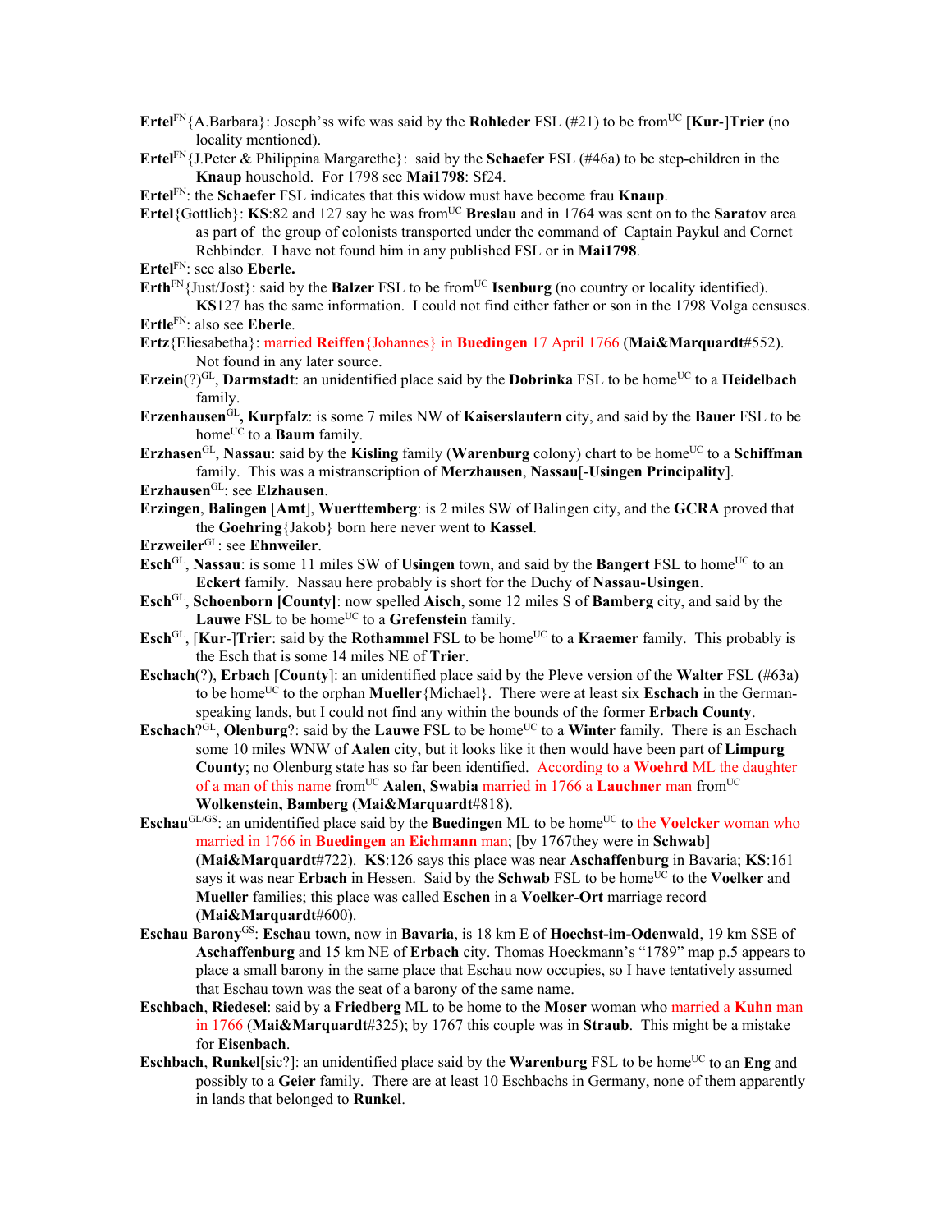**Ertel**[FN]{A.Barbara}: Joseph'ss wife was said by the **Rohleder** FSL (#21) to be from[UC] [**Kur**-]**Trier** (no locality mentioned).

**Ertel**[FN]{J.Peter & Philippina Margarethe}: said by the **Schaefer** FSL (#46a) to be step-children in the **Knaup** household. For 1798 see **Mai1798**: Sf24.

**Ertel**[FN]: the **Schaefer** FSL indicates that this widow must have become frau **Knaup**.

**Ertel**{Gottlieb}: **KS**:82 and 127 say he was from[UC] **Breslau** and in 1764 was sent on to the **Saratov** area as part of the group of colonists transported under the command of Captain Paykul and Cornet Rehbinder. I have not found him in any published FSL or in **Mai1798**.

**Ertel**[FN]: see also **Eberle.**

**Erth**[FN]{Just/Jost}: said by the **Balzer** FSL to be from[UC] **Isenburg** (no country or locality identified). **KS**127 has the same information. I could not find either father or son in the 1798 Volga censuses.

**Ertle**[FN]: also see **Eberle**.

**Ertz**{Eliesabetha}: married **Reiffen**{Johannes} in **Buedingen** 17 April 1766 (**Mai&Marquardt**#552). Not found in any later source.

**Erzein**(?)[GL], **Darmstadt**: an unidentified place said by the **Dobrinka** FSL to be home[UC] to a **Heidelbach** family.

**Erzenhausen**[GL]**, Kurpfalz**: is some 7 miles NW of **Kaiserslautern** city, and said by the **Bauer** FSL to be home[UC] to a **Baum** family.

**Erzhasen**[GL], **Nassau**: said by the **Kisling** family (**Warenburg** colony) chart to be home[UC] to a **Schiffman** family. This was a mistranscription of **Merzhausen**, **Nassau**[-**Usingen Principality**].

**Erzhausen**[GL]: see **Elzhausen**.

**Erzingen**, **Balingen** [**Amt**], **Wuerttemberg**: is 2 miles SW of Balingen city, and the **GCRA** proved that the **Goehring**{Jakob} born here never went to **Kassel**.

**Erzweiler**[GL]: see **Ehnweiler**.

**Esch**[GL], **Nassau**: is some 11 miles SW of **Usingen** town, and said by the **Bangert** FSL to home[UC] to an **Eckert** family. Nassau here probably is short for the Duchy of **Nassau-Usingen**.

**Esch**[GL], **Schoenborn [County]**: now spelled **Aisch**, some 12 miles S of **Bamberg** city, and said by the **Lauwe** FSL to be home[UC] to a **Grefenstein** family.

**Esch**[GL], [**Kur**-]**Trier**: said by the **Rothammel** FSL to be home[UC] to a **Kraemer** family. This probably is the Esch that is some 14 miles NE of **Trier**.

**Eschach**(?), **Erbach** [**County**]: an unidentified place said by the Pleve version of the **Walter** FSL (#63a) to be home[UC] to the orphan **Mueller**{Michael}. There were at least six **Eschach** in the German-speaking lands, but I could not find any within the bounds of the former **Erbach County**.

**Eschach**?[GL], **Olenburg**?: said by the **Lauwe** FSL to be home[UC] to a **Winter** family. There is an Eschach some 10 miles WNW of **Aalen** city, but it looks like it then would have been part of **Limpurg County**; no Olenburg state has so far been identified. According to a **Woehrd** ML the daughter of a man of this name from[UC] **Aalen**, **Swabia** married in 1766 a **Lauchner** man from[UC] **Wolkenstein, Bamberg** (**Mai&Marquardt**#818).

**Eschau**[GL/GS]: an unidentified place said by the **Buedingen** ML to be home[UC] to the **Voelcker** woman who married in 1766 in **Buedingen** an **Eichmann** man; [by 1767they were in **Schwab**] (**Mai&Marquardt**#722). **KS**:126 says this place was near **Aschaffenburg** in Bavaria; **KS**:161 says it was near **Erbach** in Hessen. Said by the **Schwab** FSL to be home[UC] to the **Voelker** and **Mueller** families; this place was called **Eschen** in a **Voelcker**-**Ort** marriage record (**Mai&Marquardt**#600).

**Eschau Barony**[GS]: **Eschau** town, now in **Bavaria**, is 18 km E of **Hoechst-im-Odenwald**, 19 km SSE of **Aschaffenburg** and 15 km NE of **Erbach** city. Thomas Hoeckmann's "1789" map p.5 appears to place a small barony in the same place that Eschau now occupies, so I have tentatively assumed that Eschau town was the seat of a barony of the same name.

**Eschbach**, **Riedesel**: said by a **Friedberg** ML to be home to the **Moser** woman who married a **Kuhn** man in 1766 (**Mai&Marquardt**#325); by 1767 this couple was in **Straub**. This might be a mistake for **Eisenbach**.

**Eschbach**, **Runkel**[sic?]: an unidentified place said by the **Warenburg** FSL to be home[UC] to an **Eng** and possibly to a **Geier** family. There are at least 10 Eschbachs in Germany, none of them apparently in lands that belonged to **Runkel**.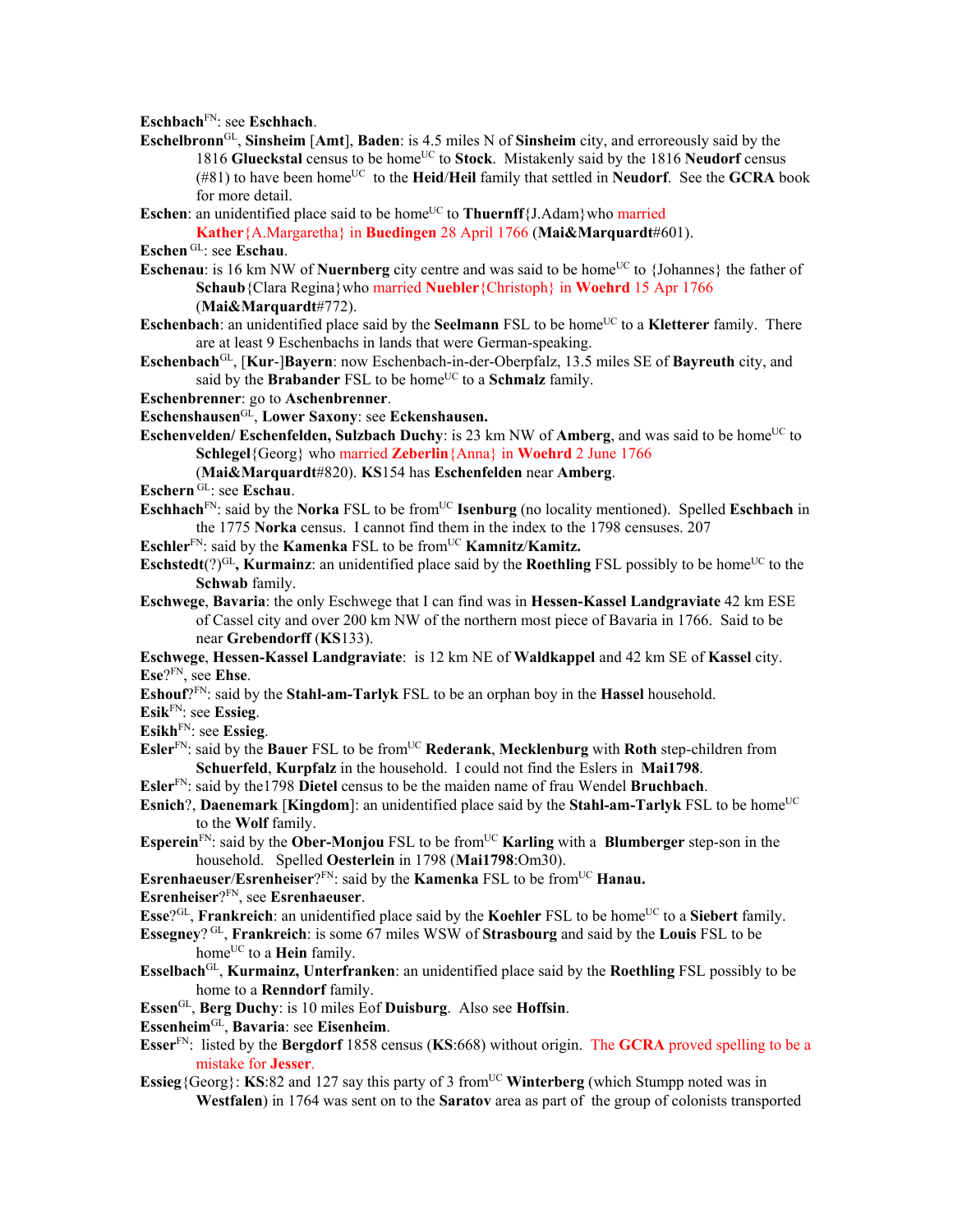**Eschbach**[FN]: see **Eschhach**.

**Eschelbronn**[GL], **Sinsheim** [**Amt**], **Baden**: is 4.5 miles N of **Sinsheim** city, and erroreously said by the 1816 **Glueckstal** census to be home[UC] to **Stock**. Mistakenly said by the 1816 **Neudorf** census (#81) to have been home[UC] to the **Heid**/**Heil** family that settled in **Neudorf**. See the **GCRA** book for more detail.

**Eschen**: an unidentified place said to be home[UC] to **Thuernff**{J.Adam}who married **Kather**{A.Margaretha} in **Buedingen** 28 April 1766 (**Mai&Marquardt**#601).

**Eschen** [GL]: see **Eschau**.

**Eschenau**: is 16 km NW of **Nuernberg** city centre and was said to be home[UC] to {Johannes} the father of **Schaub**{Clara Regina}who married **Nuebler**{Christoph} in **Woehrd** 15 Apr 1766 (**Mai&Marquardt**#772).

**Eschenbach**: an unidentified place said by the **Seelmann** FSL to be home[UC] to a **Kletterer** family. There are at least 9 Eschenbachs in lands that were German-speaking.

**Eschenbach**[GL], [**Kur**-]**Bayern**: now Eschenbach-in-der-Oberpfalz, 13.5 miles SE of **Bayreuth** city, and said by the **Brabander** FSL to be home[UC] to a **Schmalz** family.

**Eschenbrenner**: go to **Aschenbrenner**.

**Eschenshausen**[GL], **Lower Saxony**: see **Eckenshausen.**

**Eschenvelden/ Eschenfelden, Sulzbach Duchy**: is 23 km NW of **Amberg**, and was said to be home[UC] to **Schlegel**{Georg} who married **Zeberlin**{Anna} in **Woehrd** 2 June 1766 (**Mai&Marquardt**#820). **KS**154 has **Eschenfelden** near **Amberg**.

**Eschern** [GL]: see **Eschau**.

**Eschhach**[FN]: said by the **Norka** FSL to be from[UC] **Isenburg** (no locality mentioned). Spelled **Eschbach** in the 1775 **Norka** census. I cannot find them in the index to the 1798 censuses. 207

**Eschler**[FN]: said by the **Kamenka** FSL to be from[UC] **Kamnitz**/**Kamitz.**

**Eschstedt**(?)[GL]**, Kurmainz**: an unidentified place said by the **Roethling** FSL possibly to be home[UC] to the **Schwab** family.

**Eschwege**, **Bavaria**: the only Eschwege that I can find was in **Hessen-Kassel Landgraviate** 42 km ESE of Cassel city and over 200 km NW of the northern most piece of Bavaria in 1766. Said to be near **Grebendorff** (**KS**133).

**Eschwege**, **Hessen-Kassel Landgraviate**: is 12 km NE of **Waldkappel** and 42 km SE of **Kassel** city.

**Ese**?[FN], see **Ehse**.

**Eshouf**?[FN]: said by the **Stahl-am-Tarlyk** FSL to be an orphan boy in the **Hassel** household.

**Esik**[FN]: see **Essieg**.

**Esikh**[FN]: see **Essieg**.

**Esler**[FN]: said by the **Bauer** FSL to be from[UC] **Rederank**, **Mecklenburg** with **Roth** step-children from **Schuerfeld**, **Kurpfalz** in the household. I could not find the Eslers in **Mai1798**.

**Esler**[FN]: said by the1798 **Dietel** census to be the maiden name of frau Wendel **Bruchbach**.

**Esnich**?, **Daenemark** [**Kingdom**]: an unidentified place said by the **Stahl-am-Tarlyk** FSL to be home[UC] to the **Wolf** family.

**Esperein**[FN]: said by the **Ober-Monjou** FSL to be from[UC] **Karling** with a **Blumberger** step-son in the household. Spelled **Oesterlein** in 1798 (**Mai1798**:Om30).

**Esrenhaeuser**/**Esrenheiser**?[FN]: said by the **Kamenka** FSL to be from[UC] **Hanau.**

**Esrenheiser**?[FN], see **Esrenhaeuser**.

**Esse**?[GL], **Frankreich**: an unidentified place said by the **Koehler** FSL to be home[UC] to a **Siebert** family.

**Essegney**? [GL], **Frankreich**: is some 67 miles WSW of **Strasbourg** and said by the **Louis** FSL to be home[UC] to a **Hein** family.

**Esselbach**[GL], **Kurmainz, Unterfranken**: an unidentified place said by the **Roethling** FSL possibly to be home to a **Renndorf** family.

**Essen**[GL], **Berg Duchy**: is 10 miles Eof **Duisburg**. Also see **Hoffsin**.

**Essenheim**[GL], **Bavaria**: see **Eisenheim**.

**Esser**[FN]: listed by the **Bergdorf** 1858 census (**KS**:668) without origin. The **GCRA** proved spelling to be a mistake for **Jesser**.

**Essieg**{Georg}: **KS**:82 and 127 say this party of 3 from[UC] **Winterberg** (which Stumpp noted was in **Westfalen**) in 1764 was sent on to the **Saratov** area as part of the group of colonists transported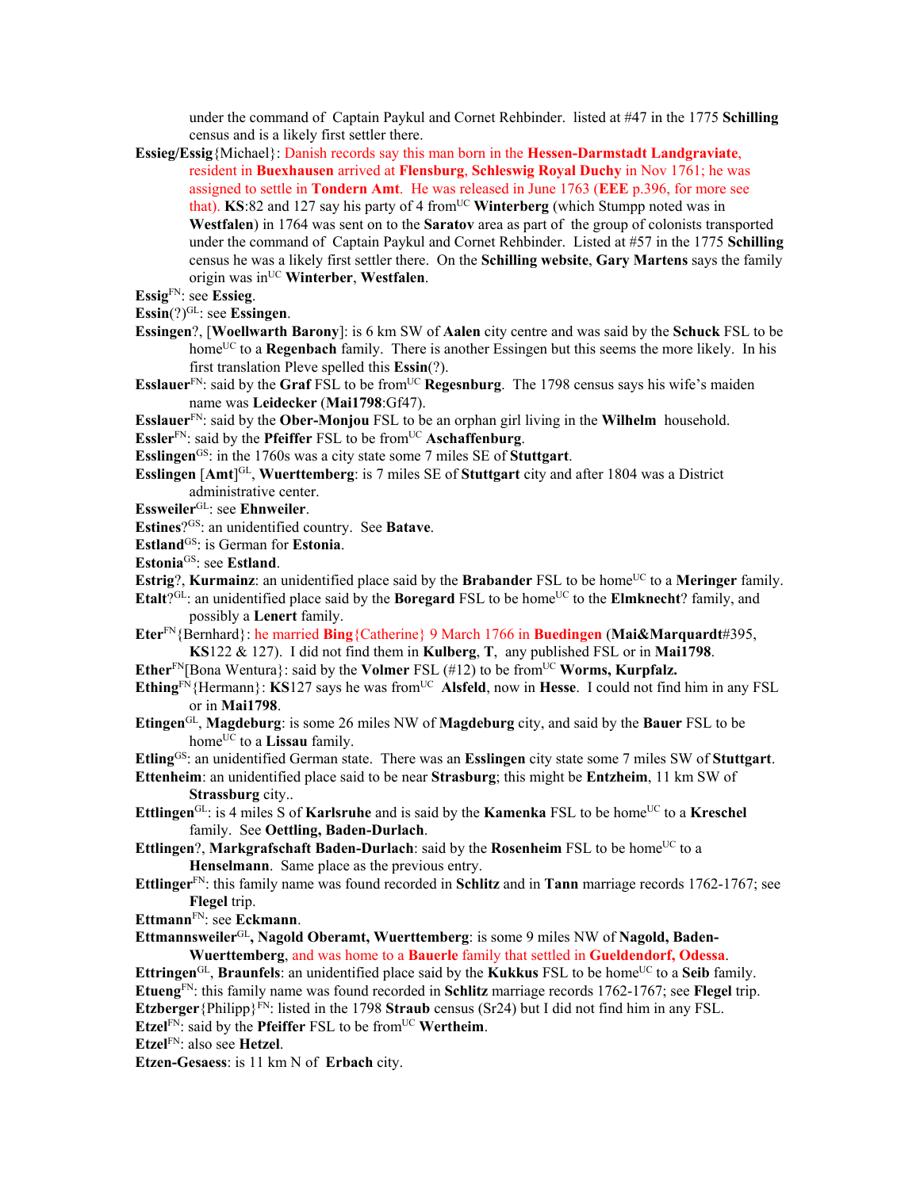under the command of Captain Paykul and Cornet Rehbinder. listed at #47 in the 1775 **Schilling** census and is a likely first settler there.

**Essieg/Essig**{Michael}: Danish records say this man born in the **Hessen-Darmstadt Landgraviate**, resident in **Buexhausen** arrived at **Flensburg**, **Schleswig Royal Duchy** in Nov 1761; he was assigned to settle in **Tondern Amt**. He was released in June 1763 (**EEE** p.396, for more see that). **KS**:82 and 127 say his party of 4 from[UC] **Winterberg** (which Stumpp noted was in **Westfalen**) in 1764 was sent on to the **Saratov** area as part of the group of colonists transported under the command of Captain Paykul and Cornet Rehbinder. Listed at #57 in the 1775 **Schilling** census he was a likely first settler there. On the **Schilling website**, **Gary Martens** says the family origin was in[UC] **Winterber**, **Westfalen**.

**Essig**[FN]: see **Essieg**.

**Essin**(?)[GL]: see **Essingen**.

**Essingen**?, [**Woellwarth Barony**]: is 6 km SW of **Aalen** city centre and was said by the **Schuck** FSL to be home[UC] to a **Regenbach** family. There is another Essingen but this seems the more likely. In his first translation Pleve spelled this **Essin**(?).

**Esslauer**[FN]: said by the **Graf** FSL to be from[UC] **Regesnburg**. The 1798 census says his wife's maiden name was **Leidecker** (**Mai1798**:Gf47).

**Esslauer**[FN]: said by the **Ober-Monjou** FSL to be an orphan girl living in the **Wilhelm** household.

**Essler**[FN]: said by the **Pfeiffer** FSL to be from[UC] **Aschaffenburg**.

**Esslingen**[GS]: in the 1760s was a city state some 7 miles SE of **Stuttgart**.

**Esslingen** [**Amt**][GL], **Wuerttemberg**: is 7 miles SE of **Stuttgart** city and after 1804 was a District administrative center.

**Essweiler**[GL]: see **Ehnweiler**.

**Estines**?[GS]: an unidentified country. See **Batave**.

**Estland**[GS]: is German for **Estonia**.

**Estonia**[GS]: see **Estland**.

**Estrig**?, **Kurmainz**: an unidentified place said by the **Brabander** FSL to be home[UC] to a **Meringer** family.

**Etalt**?[GL]: an unidentified place said by the **Boregard** FSL to be home[UC] to the **Elmknecht**? family, and possibly a **Lenert** family.

**Eter**[FN]{Bernhard}: he married **Bing**{Catherine} 9 March 1766 in **Buedingen** (**Mai&Marquardt**#395, **KS**122 & 127). I did not find them in **Kulberg**, **T**, any published FSL or in **Mai1798**.

**Ether**[FN][Bona Wentura}: said by the **Volmer** FSL (#12) to be from[UC] **Worms, Kurpfalz.**

**Ething**[FN]{Hermann}: **KS**127 says he was from[UC] **Alsfeld**, now in **Hesse**. I could not find him in any FSL or in **Mai1798**.

**Etingen**[GL], **Magdeburg**: is some 26 miles NW of **Magdeburg** city, and said by the **Bauer** FSL to be home[UC] to a **Lissau** family.

**Etling**[GS]: an unidentified German state. There was an **Esslingen** city state some 7 miles SW of **Stuttgart**.

**Ettenheim**: an unidentified place said to be near **Strasburg**; this might be **Entzheim**, 11 km SW of **Strassburg** city..

**Ettlingen**[GL]: is 4 miles S of **Karlsruhe** and is said by the **Kamenka** FSL to be home[UC] to a **Kreschel** family. See **Oettling, Baden-Durlach**.

**Ettlingen**?, **Markgrafschaft Baden-Durlach**: said by the **Rosenheim** FSL to be home[UC] to a **Henselmann**. Same place as the previous entry.

**Ettlinger**[FN]: this family name was found recorded in **Schlitz** and in **Tann** marriage records 1762-1767; see **Flegel** trip.

**Ettmann**[FN]: see **Eckmann**.

**Ettmannsweiler**[GL]**, Nagold Oberamt, Wuerttemberg**: is some 9 miles NW of **Nagold, Baden-Wuerttemberg**, and was home to a **Bauerle** family that settled in **Gueldendorf, Odessa**.

**Ettringen**[GL], **Braunfels**: an unidentified place said by the **Kukkus** FSL to be home[UC] to a **Seib** family.

**Etueng**[FN]: this family name was found recorded in **Schlitz** marriage records 1762-1767; see **Flegel** trip.

**Etzberger**{Philipp}[FN]: listed in the 1798 **Straub** census (Sr24) but I did not find him in any FSL.

**Etzel**[FN]: said by the **Pfeiffer** FSL to be from[UC] **Wertheim**.

**Etzel**[FN]: also see **Hetzel**.

**Etzen-Gesaess**: is 11 km N of **Erbach** city.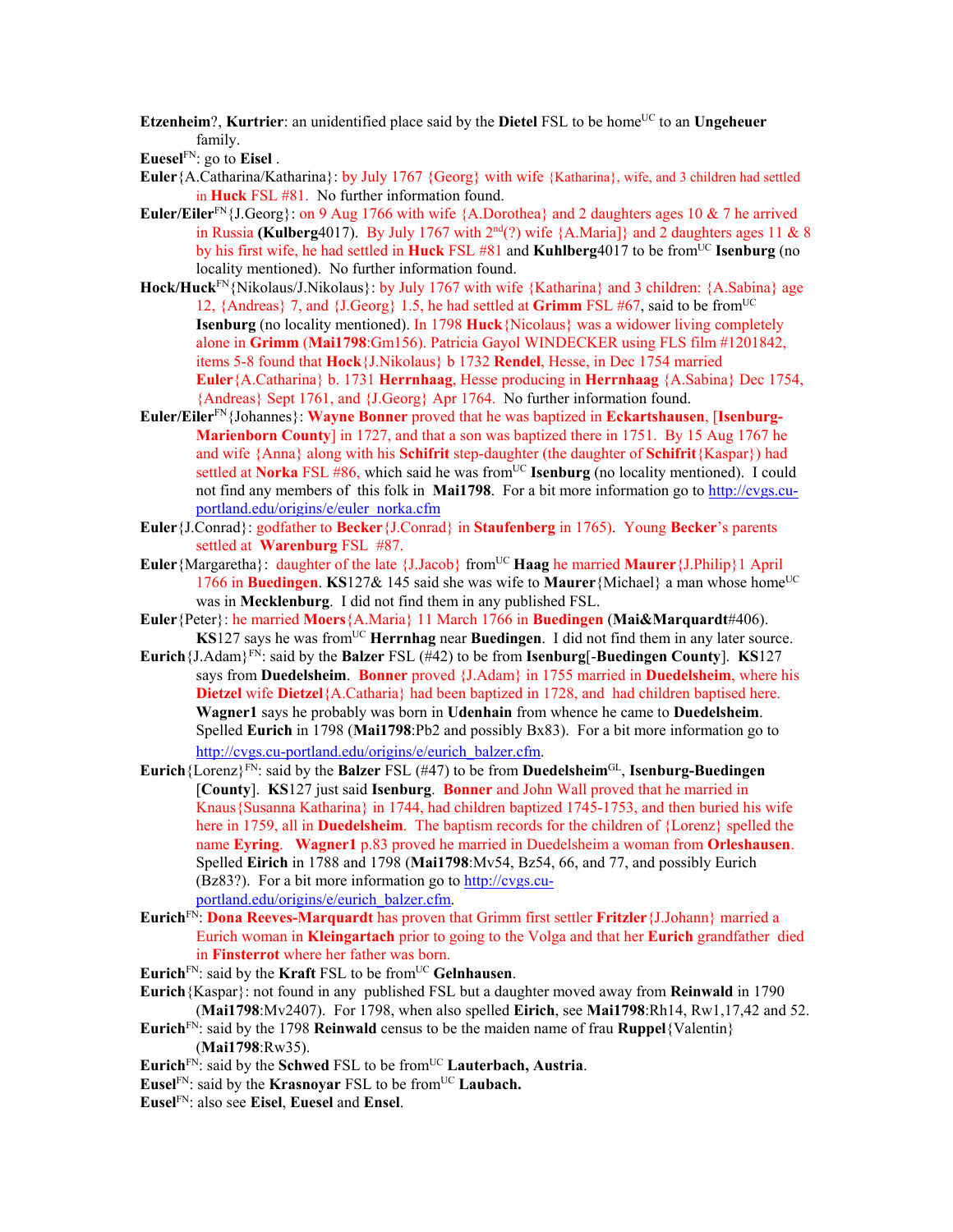**Etzenheim**?, **Kurtrier**: an unidentified place said by the **Dietel** FSL to be home[UC] to an **Ungeheuer** family.

**Euesel**[FN]: go to **Eisel** .

**Euler**{A.Catharina/Katharina}: by July 1767 {Georg} with wife {Katharina}, wife, and 3 children had settled in **Huck** FSL #81. No further information found.

**Euler/Eiler**[FN]{J.Georg}: on 9 Aug 1766 with wife {A.Dorothea} and 2 daughters ages 10 & 7 he arrived in Russia **(Kulberg**4017). By July 1767 with 2[nd](?) wife {A.Maria]} and 2 daughters ages 11 & 8 by his first wife, he had settled in **Huck** FSL #81 and **Kuhlberg**4017 to be from[UC] **Isenburg** (no locality mentioned). No further information found.

**Hock/Huck**[FN]{Nikolaus/J.Nikolaus}: by July 1767 with wife {Katharina} and 3 children: {A.Sabina} age 12, {Andreas} 7, and {J.Georg} 1.5, he had settled at **Grimm** FSL #67, said to be from[UC] **Isenburg** (no locality mentioned). In 1798 **Huck**{Nicolaus} was a widower living completely alone in **Grimm** (**Mai1798**:Gm156). Patricia Gayol WINDECKER using FLS film #1201842, items 5-8 found that **Hock**{J.Nikolaus} b 1732 **Rendel**, Hesse, in Dec 1754 married **Euler**{A.Catharina} b. 1731 **Herrnhaag**, Hesse producing in **Herrnhaag** {A.Sabina} Dec 1754, {Andreas} Sept 1761, and {J.Georg} Apr 1764. No further information found.

**Euler/Eiler**[FN]{Johannes}: **Wayne Bonner** proved that he was baptized in **Eckartshausen**, [**Isenburg-Marienborn County**] in 1727, and that a son was baptized there in 1751. By 15 Aug 1767 he and wife {Anna} along with his **Schifrit** step-daughter (the daughter of **Schifrit**{Kaspar}) had settled at **Norka** FSL #86, which said he was from[UC] **Isenburg** (no locality mentioned). I could not find any members of this folk in **Mai1798**. For a bit more information go to http://cvgs.cu-portland.edu/origins/e/euler_norka.cfm

**Euler**{J.Conrad}: godfather to **Becker**{J.Conrad} in **Staufenberg** in 1765). Young **Becker**'s parents settled at **Warenburg** FSL #87.

**Euler**{Margaretha}: daughter of the late {J.Jacob} from[UC] **Haag** he married **Maurer**{J.Philip}1 April 1766 in **Buedingen**. **KS**127& 145 said she was wife to **Maurer**{Michael} a man whose home[UC] was in **Mecklenburg**. I did not find them in any published FSL.

**Euler**{Peter}: he married **Moers**{A.Maria} 11 March 1766 in **Buedingen** (**Mai&Marquardt**#406). **KS**127 says he was from[UC] **Herrnhag** near **Buedingen**. I did not find them in any later source.

**Eurich**{J.Adam}[FN]: said by the **Balzer** FSL (#42) to be from **Isenburg**[-**Buedingen County**]. **KS**127 says from **Duedelsheim**. **Bonner** proved {J.Adam} in 1755 married in **Duedelsheim**, where his **Dietzel** wife **Dietzel**{A.Catharia} had been baptized in 1728, and had children baptised here. **Wagner1** says he probably was born in **Udenhain** from whence he came to **Duedelsheim**. Spelled **Eurich** in 1798 (**Mai1798**:Pb2 and possibly Bx83). For a bit more information go to http://cvgs.cu-portland.edu/origins/e/eurich_balzer.cfm.

**Eurich**{Lorenz}[FN]: said by the **Balzer** FSL (#47) to be from **Duedelsheim**[GL], **Isenburg-Buedingen** [**County**]. **KS**127 just said **Isenburg**. **Bonner** and John Wall proved that he married in Knaus{Susanna Katharina} in 1744, had children baptized 1745-1753, and then buried his wife here in 1759, all in **Duedelsheim**. The baptism records for the children of {Lorenz} spelled the name **Eyring**. **Wagner1** p.83 proved he married in Duedelsheim a woman from **Orleshausen**. Spelled **Eirich** in 1788 and 1798 (**Mai1798**:Mv54, Bz54, 66, and 77, and possibly Eurich (Bz83?). For a bit more information go to http://cvgs.cu-portland.edu/origins/e/eurich_balzer.cfm.

**Eurich**[FN]: **Dona Reeves-Marquardt** has proven that Grimm first settler **Fritzler**{J.Johann} married a Eurich woman in **Kleingartach** prior to going to the Volga and that her **Eurich** grandfather died in **Finsterrot** where her father was born.

**Eurich**[FN]: said by the **Kraft** FSL to be from[UC] **Gelnhausen**.

**Eurich**{Kaspar}: not found in any published FSL but a daughter moved away from **Reinwald** in 1790 (**Mai1798**:Mv2407). For 1798, when also spelled **Eirich**, see **Mai1798**:Rh14, Rw1,17,42 and 52.

**Eurich**[FN]: said by the 1798 **Reinwald** census to be the maiden name of frau **Ruppel**{Valentin} (**Mai1798**:Rw35).

**Eurich**[FN]: said by the **Schwed** FSL to be from[UC] **Lauterbach, Austria**.

**Eusel**[FN]: said by the **Krasnoyar** FSL to be from[UC] **Laubach.**

**Eusel**[FN]: also see **Eisel**, **Euesel** and **Ensel**.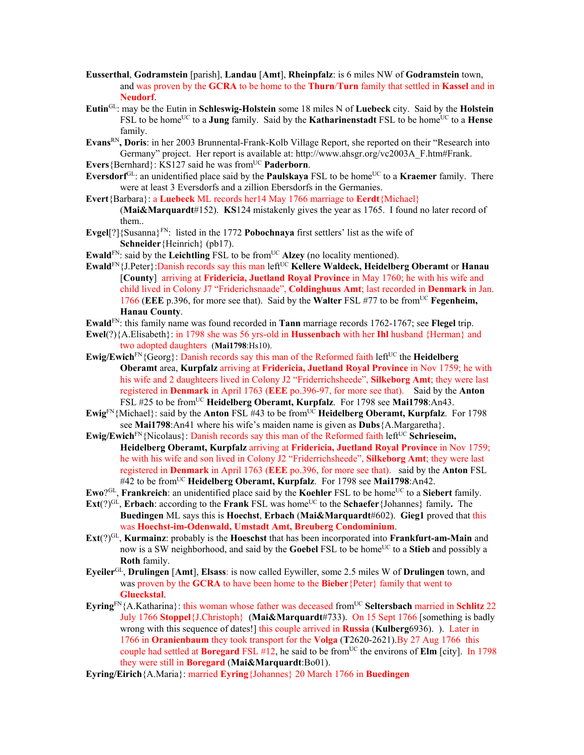**Eusserthal**, **Godramstein** [parish], **Landau** [**Amt**], **Rheinpfalz**: is 6 miles NW of **Godramstein** town, and was proven by the **GCRA** to be home to the **Thurn**/**Turn** family that settled in **Kassel** and in **Neudorf**.

**Eutin**[GL]: may be the Eutin in **Schleswig-Holstein** some 18 miles N of **Luebeck** city. Said by the **Holstein** FSL to be home[UC] to a **Jung** family. Said by the **Katharinenstadt** FSL to be home[UC] to a **Hense** family.

**Evans**[RN]**, Doris**: in her 2003 Brunnental-Frank-Kolb Village Report, she reported on their "Research into Germany" project. Her report is available at: http://www.ahsgr.org/vc2003A_F.htm#Frank.

**Evers**{Bernhard}: KS127 said he was from[UC] **Paderborn**.

**Eversdorf**[GL]: an unidentified place said by the **Paulskaya** FSL to be home[UC] to a **Kraemer** family. There were at least 3 Eversdorfs and a zillion Ebersdorfs in the Germanies.

**Evert**{Barbara}: a **Luebeck** ML records her14 May 1766 marriage to **Eerdt**{Michael} (**Mai&Marquardt**#152). **KS**124 mistakenly gives the year as 1765. I found no later record of them..

**Evgel**[?]{Susanna}[FN]: listed in the 1772 **Pobochnaya** first settlers' list as the wife of **Schneider**{Heinrich} (pb17).

**Ewald**[FN]: said by the **Leichtling** FSL to be from[UC] **Alzey** (no locality mentioned).

**Ewald**[FN]{J.Peter}:Danish records say this man left[UC] **Kellere Waldeck, Heidelberg Oberamt** or **Hanau** [**County**] arriving at **Fridericia, Juetland Royal Province** in May 1760; he with his wife and child lived in Colony J7 "Friderichsnaade", **Coldinghuus Amt**; last recorded in **Denmark** in Jan. 1766 (**EEE** p.396, for more see that). Said by the **Walter** FSL #77 to be from[UC] **Fegenheim, Hanau County**.

**Ewald**[FN]: this family name was found recorded in **Tann** marriage records 1762-1767; see **Flegel** trip.

**Ewel**(?){A.Elisabeth}: in 1798 she was 56 yrs-old in **Hussenbach** with her **Ihl** husband {Herman} and two adopted daughters (**Mai1798**:Hs10).

**Ewig/Ewich**[FN]{Georg}: Danish records say this man of the Reformed faith left[UC] the **Heidelberg Oberamt** area, **Kurpfalz** arriving at **Fridericia, Juetland Royal Province** in Nov 1759; he with his wife and 2 daughteers lived in Colony J2 "Friderrichsheede", **Silkeborg Amt**; they were last registered in **Denmark** in April 1763 (**EEE** po.396-97, for more see that). Said by the **Anton** FSL #25 to be from[UC] **Heidelberg Oberamt, Kurpfalz**. For 1798 see **Mai1798**:An43.

**Ewig**[FN]{Michael}: said by the **Anton** FSL #43 to be from[UC] **Heidelberg Oberamt, Kurpfalz**. For 1798 see **Mai1798**:An41 where his wife's maiden name is given as **Dubs**{A.Margaretha}.

**Ewig/Ewich**[FN]{Nicolaus}: Danish records say this man of the Reformed faith left[UC] **Schrieseim, Heidelberg Oberamt, Kurpfalz** arriving at **Fridericia, Juetland Royal Province** in Nov 1759; he with his wife and son lived in Colony J2 "Friderrichsheede", **Silkeborg Amt**; they were last registered in **Denmark** in April 1763 (**EEE** po.396, for more see that). said by the **Anton** FSL #42 to be from[UC] **Heidelberg Oberamt, Kurpfalz**. For 1798 see **Mai1798**:An42.

**Ewo**?[GL], **Frankreich**: an unidentified place said by the **Koehler** FSL to be home[UC] to a **Siebert** family.

**Ext**(?)[GL], **Erbach**: according to the **Frank** FSL was home[UC] to the **Schaefer**{Johannes} family**.** The **Buedingen** ML says this is **Hoechst**, **Erbach** (**Mai&Marquardt**#602). **Gieg1** proved that this was **Hoechst-im-Odenwald, Umstadt Amt, Breuberg Condominium**.

**Ext**(?)[GL], **Kurmainz**: probably is the **Hoeschst** that has been incorporated into **Frankfurt-am-Main** and now is a SW neighborhood, and said by the **Goebel** FSL to be home[UC] to a **Stieb** and possibly a **Roth** family.

**Eyeiler**[GL], **Drulingen** [**Amt**], **Elsass**: is now called Eywiller, some 2.5 miles W of **Drulingen** town, and was proven by the **GCRA** to have been home to the **Bieber**{Peter} family that went to **Glueckstal**.

**Eyring**[FN]{A.Katharina}: this woman whose father was deceased from[UC] **Seltersbach** married in **Schlitz** 22 July 1766 **Stoppel**{J.Christoph} (**Mai&Marquardt**#733). On 15 Sept 1766 [something is badly wrong with this sequence of dates!] this couple arrived in **Russia** (**Kulberg**6936). ). Later in 1766 in **Oranienbaum** they took transport for the **Volga** (**T**2620-2621).By 27 Aug 1766 this couple had settled at **Boregard** FSL #12, he said to be from[UC] the environs of **Elm** [city]. In 1798 they were still in **Boregard** (**Mai&Marquardt**:Bo01).

**Eyring/Eirich**{A.Maria}: married **Eyring**{Johannes} 20 March 1766 in **Buedingen**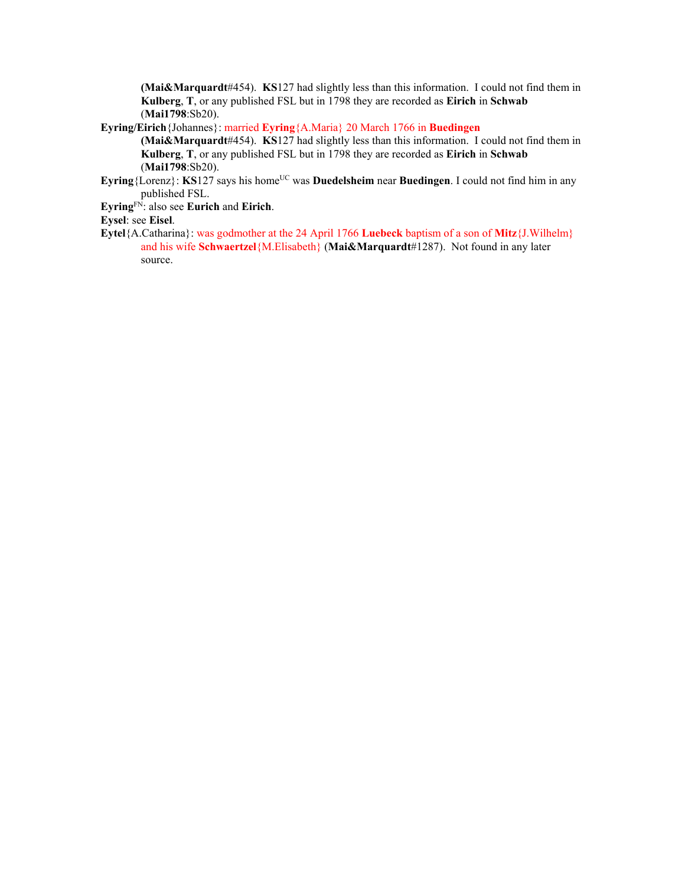**(Mai&Marquardt**#454). **KS**127 had slightly less than this information. I could not find them in **Kulberg**, **T**, or any published FSL but in 1798 they are recorded as **Eirich** in **Schwab** (**Mai1798**:Sb20).

**Eyring/Eirich**{Johannes}: married **Eyring**{A.Maria} 20 March 1766 in **Buedingen** **(Mai&Marquardt**#454). **KS**127 had slightly less than this information. I could not find them in **Kulberg**, **T**, or any published FSL but in 1798 they are recorded as **Eirich** in **Schwab** (**Mai1798**:Sb20).

**Eyring**{Lorenz}: **KS**127 says his home[UC] was **Duedelsheim** near **Buedingen**. I could not find him in any published FSL.

**Eyring**[FN]: also see **Eurich** and **Eirich**.

**Eysel**: see **Eisel**.

**Eytel**{A.Catharina}: was godmother at the 24 April 1766 **Luebeck** baptism of a son of **Mitz**{J.Wilhelm} and his wife **Schwaertzel**{M.Elisabeth} (**Mai&Marquardt**#1287). Not found in any later source.